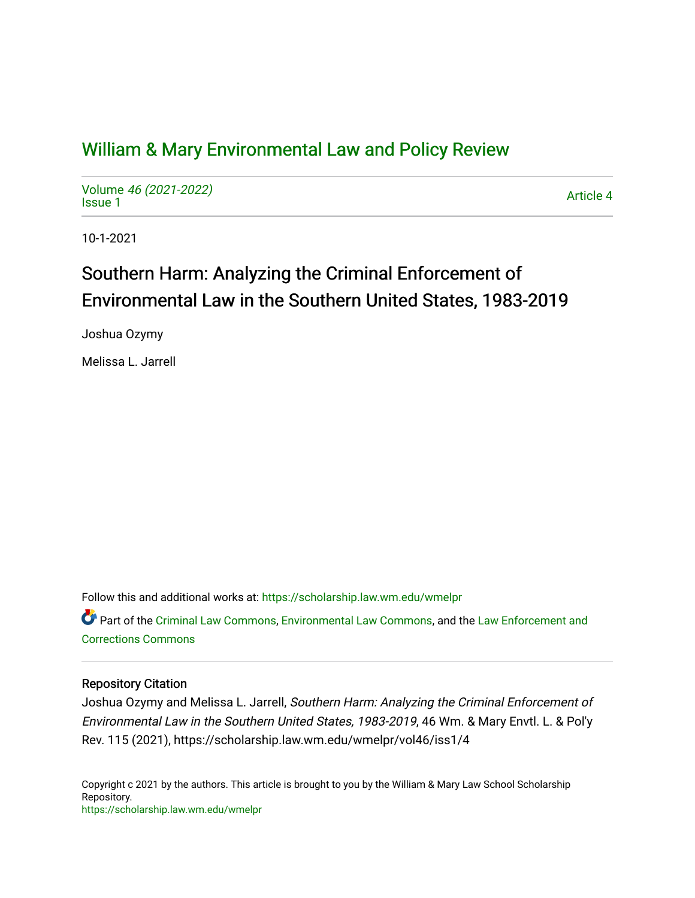# William & Mary Environmental Law and Policy Review

Volume *46 (2021-2022)*
Issue 1

Article 4

10-1-2021

## Southern Harm: Analyzing the Criminal Enforcement of Environmental Law in the Southern United States, 1983-2019

Joshua Ozymy

Melissa L. Jarrell

Follow this and additional works at: https://scholarship.law.wm.edu/wmelpr

Part of the Criminal Law Commons, Environmental Law Commons, and the Law Enforcement and Corrections Commons

### Repository Citation

Joshua Ozymy and Melissa L. Jarrell, *Southern Harm: Analyzing the Criminal Enforcement of Environmental Law in the Southern United States, 1983-2019*, 46 Wm. & Mary Envtl. L. & Pol'y Rev. 115 (2021), https://scholarship.law.wm.edu/wmelpr/vol46/iss1/4

Copyright c 2021 by the authors. This article is brought to you by the William & Mary Law School Scholarship Repository.
https://scholarship.law.wm.edu/wmelpr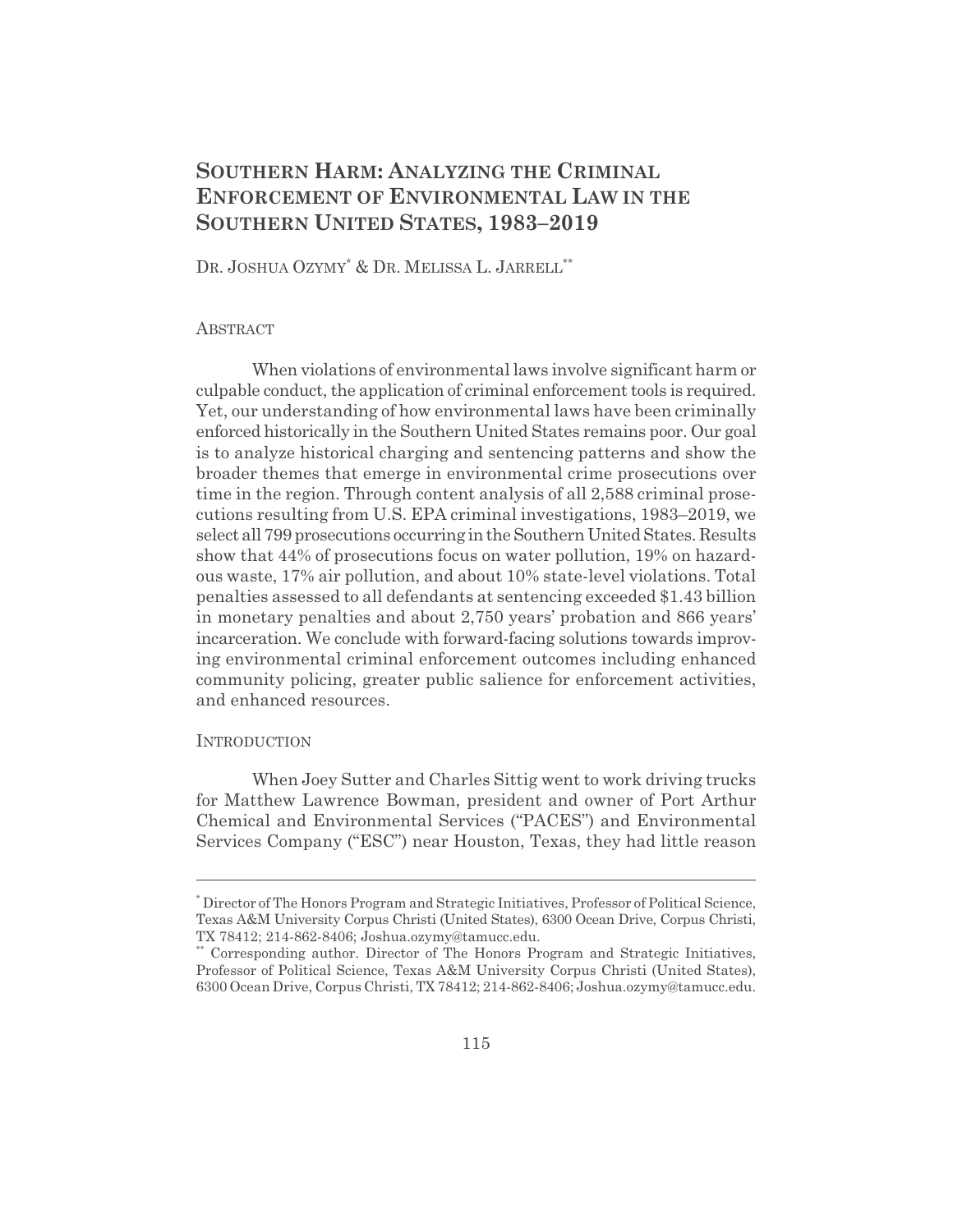# Southern Harm: Analyzing the Criminal Enforcement of Environmental Law in the Southern United States, 1983–2019

Dr. Joshua Ozymy[*] & Dr. Melissa L. Jarrell[**]

## Abstract

When violations of environmental laws involve significant harm or culpable conduct, the application of criminal enforcement tools is required. Yet, our understanding of how environmental laws have been criminally enforced historically in the Southern United States remains poor. Our goal is to analyze historical charging and sentencing patterns and show the broader themes that emerge in environmental crime prosecutions over time in the region. Through content analysis of all 2,588 criminal prosecutions resulting from U.S. EPA criminal investigations, 1983–2019, we select all 799 prosecutions occurring in the Southern United States. Results show that 44% of prosecutions focus on water pollution, 19% on hazardous waste, 17% air pollution, and about 10% state-level violations. Total penalties assessed to all defendants at sentencing exceeded $1.43 billion in monetary penalties and about 2,750 years' probation and 866 years' incarceration. We conclude with forward-facing solutions towards improving environmental criminal enforcement outcomes including enhanced community policing, greater public salience for enforcement activities, and enhanced resources.

## Introduction

When Joey Sutter and Charles Sittig went to work driving trucks for Matthew Lawrence Bowman, president and owner of Port Arthur Chemical and Environmental Services ("PACES") and Environmental Services Company ("ESC") near Houston, Texas, they had little reason

---

[*] Director of The Honors Program and Strategic Initiatives, Professor of Political Science, Texas A&M University Corpus Christi (United States), 6300 Ocean Drive, Corpus Christi, TX 78412; 214-862-8406; Joshua.ozymy@tamucc.edu.

[**] Corresponding author. Director of The Honors Program and Strategic Initiatives, Professor of Political Science, Texas A&M University Corpus Christi (United States), 6300 Ocean Drive, Corpus Christi, TX 78412; 214-862-8406; Joshua.ozymy@tamucc.edu.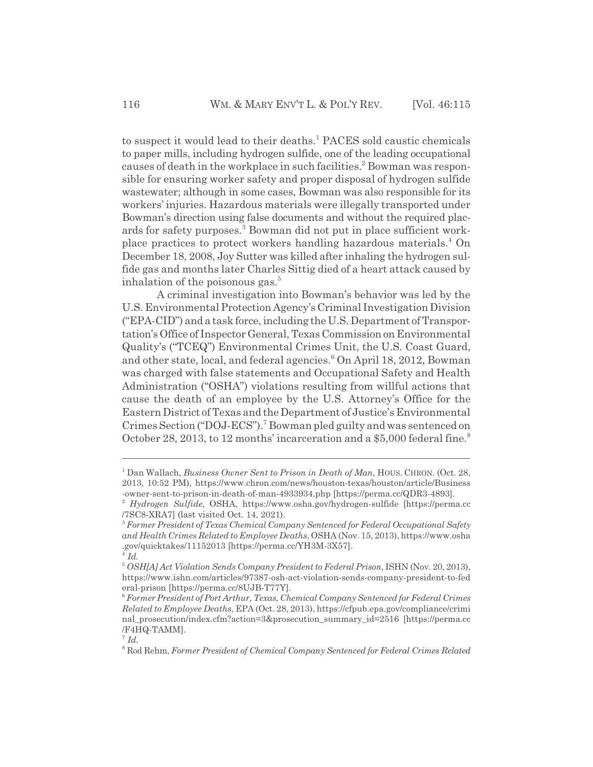to suspect it would lead to their deaths.[1] PACES sold caustic chemicals to paper mills, including hydrogen sulfide, one of the leading occupational causes of death in the workplace in such facilities.[2] Bowman was responsible for ensuring worker safety and proper disposal of hydrogen sulfide wastewater; although in some cases, Bowman was also responsible for its workers' injuries. Hazardous materials were illegally transported under Bowman's direction using false documents and without the required placards for safety purposes.[3] Bowman did not put in place sufficient workplace practices to protect workers handling hazardous materials.[4] On December 18, 2008, Joy Sutter was killed after inhaling the hydrogen sulfide gas and months later Charles Sittig died of a heart attack caused by inhalation of the poisonous gas.[5]

A criminal investigation into Bowman's behavior was led by the U.S. Environmental Protection Agency's Criminal Investigation Division ("EPA-CID") and a task force, including the U.S. Department of Transportation's Office of Inspector General, Texas Commission on Environmental Quality's ("TCEQ") Environmental Crimes Unit, the U.S. Coast Guard, and other state, local, and federal agencies.[6] On April 18, 2012, Bowman was charged with false statements and Occupational Safety and Health Administration ("OSHA") violations resulting from willful actions that cause the death of an employee by the U.S. Attorney's Office for the Eastern District of Texas and the Department of Justice's Environmental Crimes Section ("DOJ-ECS").[7] Bowman pled guilty and was sentenced on October 28, 2013, to 12 months' incarceration and a $5,000 federal fine.[8]

---

[1] Dan Wallach, *Business Owner Sent to Prison in Death of Man*, HOUS. CHRON. (Oct. 28, 2013, 10:52 PM), https://www.chron.com/news/houston-texas/houston/article/Business-owner-sent-to-prison-in-death-of-man-4933934.php [https://perma.cc/QDR3-4893].

[2] *Hydrogen Sulfide*, OSHA, https://www.osha.gov/hydrogen-sulfide [https://perma.cc/7SC8-XRA7] (last visited Oct. 14, 2021).

[3] *Former President of Texas Chemical Company Sentenced for Federal Occupational Safety and Health Crimes Related to Employee Deaths*, OSHA (Nov. 15, 2013), https://www.osha.gov/quicktakes/11152013 [https://perma.cc/YH3M-3X57].

[4] *Id.*

[5] *OSH[A] Act Violation Sends Company President to Federal Prison*, ISHN (Nov. 20, 2013), https://www.ishn.com/articles/97387-osh-act-violation-sends-company-president-to-federal-prison [https://perma.cc/8UJB-T77Y].

[6] *Former President of Port Arthur, Texas, Chemical Company Sentenced for Federal Crimes Related to Employee Deaths*, EPA (Oct. 28, 2013), https://cfpub.epa.gov/compliance/criminal_prosecution/index.cfm?action=3&prosecution_summary_id=2516 [https://perma.cc/F4HQ-TAMM].

[7] *Id.*

[8] Rod Rehm, *Former President of Chemical Company Sentenced for Federal Crimes Related*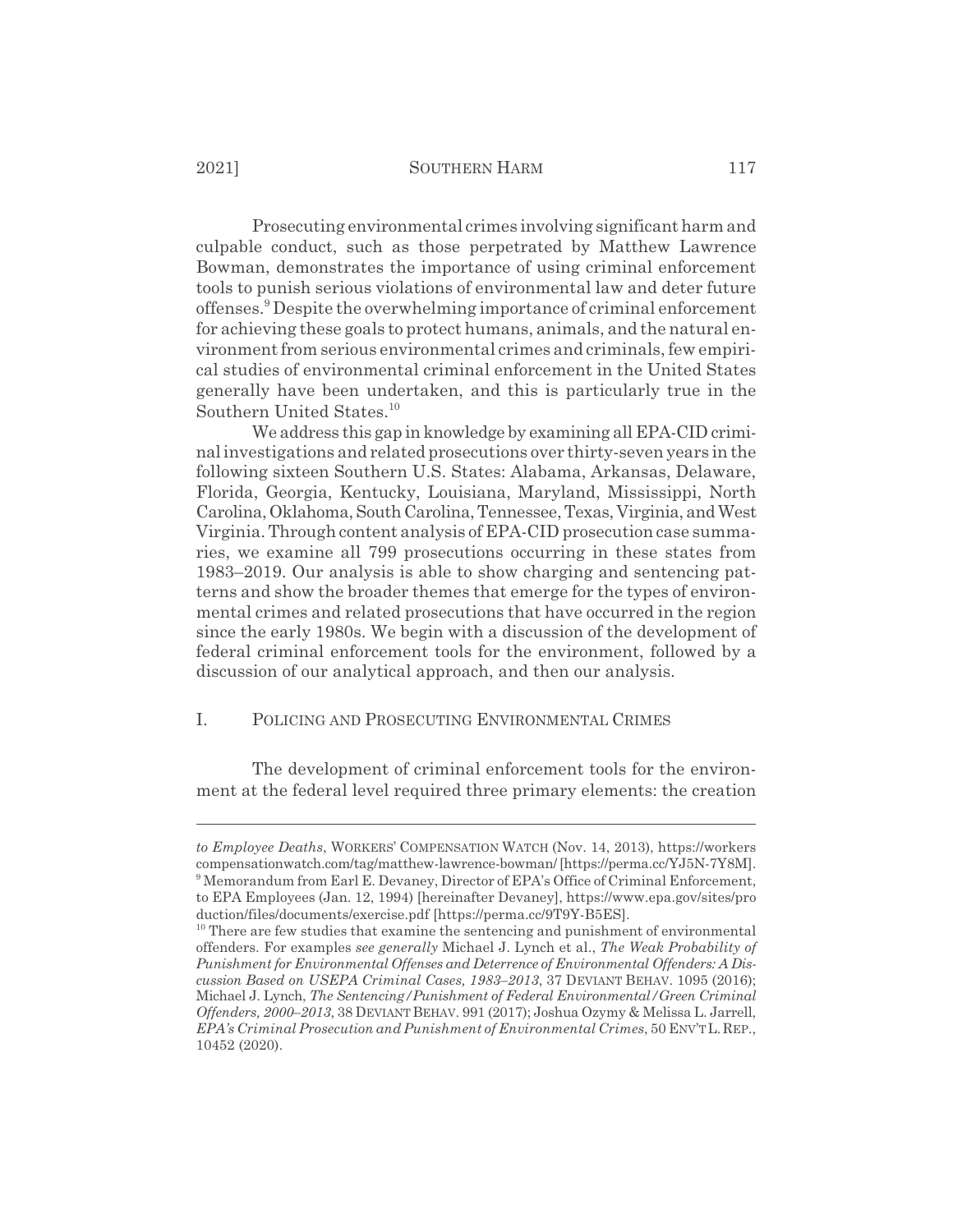Prosecuting environmental crimes involving significant harm and culpable conduct, such as those perpetrated by Matthew Lawrence Bowman, demonstrates the importance of using criminal enforcement tools to punish serious violations of environmental law and deter future offenses.[9] Despite the overwhelming importance of criminal enforcement for achieving these goals to protect humans, animals, and the natural environment from serious environmental crimes and criminals, few empirical studies of environmental criminal enforcement in the United States generally have been undertaken, and this is particularly true in the Southern United States.[10]

We address this gap in knowledge by examining all EPA-CID criminal investigations and related prosecutions over thirty-seven years in the following sixteen Southern U.S. States: Alabama, Arkansas, Delaware, Florida, Georgia, Kentucky, Louisiana, Maryland, Mississippi, North Carolina, Oklahoma, South Carolina, Tennessee, Texas, Virginia, and West Virginia. Through content analysis of EPA-CID prosecution case summaries, we examine all 799 prosecutions occurring in these states from 1983–2019. Our analysis is able to show charging and sentencing patterns and show the broader themes that emerge for the types of environmental crimes and related prosecutions that have occurred in the region since the early 1980s. We begin with a discussion of the development of federal criminal enforcement tools for the environment, followed by a discussion of our analytical approach, and then our analysis.

## I. POLICING AND PROSECUTING ENVIRONMENTAL CRIMES

The development of criminal enforcement tools for the environment at the federal level required three primary elements: the creation

---

*to Employee Deaths*, WORKERS' COMPENSATION WATCH (Nov. 14, 2013), https://workerscompensationwatch.com/tag/matthew-lawrence-bowman/ [https://perma.cc/YJ5N-7Y8M].

[9] Memorandum from Earl E. Devaney, Director of EPA's Office of Criminal Enforcement, to EPA Employees (Jan. 12, 1994) [hereinafter Devaney], https://www.epa.gov/sites/production/files/documents/exercise.pdf [https://perma.cc/9T9Y-B5ES].

[10] There are few studies that examine the sentencing and punishment of environmental offenders. For examples *see generally* Michael J. Lynch et al., *The Weak Probability of Punishment for Environmental Offenses and Deterrence of Environmental Offenders: A Discussion Based on USEPA Criminal Cases, 1983–2013*, 37 DEVIANT BEHAV. 1095 (2016); Michael J. Lynch, *The Sentencing/Punishment of Federal Environmental/Green Criminal Offenders, 2000–2013*, 38 DEVIANT BEHAV. 991 (2017); Joshua Ozymy & Melissa L. Jarrell, *EPA's Criminal Prosecution and Punishment of Environmental Crimes*, 50 ENV'T L. REP., 10452 (2020).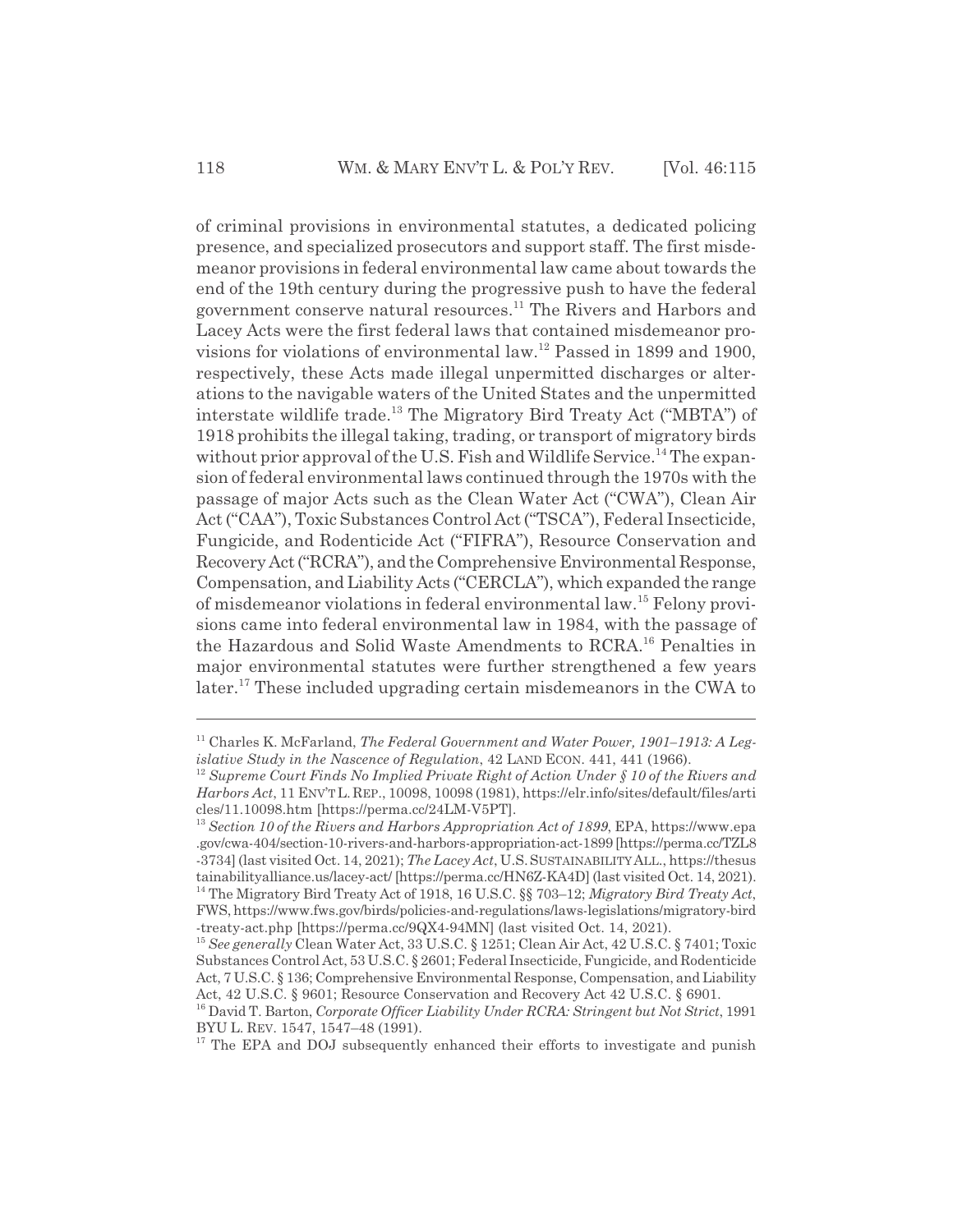of criminal provisions in environmental statutes, a dedicated policing presence, and specialized prosecutors and support staff. The first misdemeanor provisions in federal environmental law came about towards the end of the 19th century during the progressive push to have the federal government conserve natural resources.[11] The Rivers and Harbors and Lacey Acts were the first federal laws that contained misdemeanor provisions for violations of environmental law.[12] Passed in 1899 and 1900, respectively, these Acts made illegal unpermitted discharges or alterations to the navigable waters of the United States and the unpermitted interstate wildlife trade.[13] The Migratory Bird Treaty Act ("MBTA") of 1918 prohibits the illegal taking, trading, or transport of migratory birds without prior approval of the U.S. Fish and Wildlife Service.[14] The expansion of federal environmental laws continued through the 1970s with the passage of major Acts such as the Clean Water Act ("CWA"), Clean Air Act ("CAA"), Toxic Substances Control Act ("TSCA"), Federal Insecticide, Fungicide, and Rodenticide Act ("FIFRA"), Resource Conservation and Recovery Act ("RCRA"), and the Comprehensive Environmental Response, Compensation, and Liability Acts ("CERCLA"), which expanded the range of misdemeanor violations in federal environmental law.[15] Felony provisions came into federal environmental law in 1984, with the passage of the Hazardous and Solid Waste Amendments to RCRA.[16] Penalties in major environmental statutes were further strengthened a few years later.[17] These included upgrading certain misdemeanors in the CWA to

---

[11] Charles K. McFarland, *The Federal Government and Water Power, 1901–1913: A Legislative Study in the Nascence of Regulation*, 42 LAND ECON. 441, 441 (1966).

[12] *Supreme Court Finds No Implied Private Right of Action Under § 10 of the Rivers and Harbors Act*, 11 ENV'T L. REP., 10098, 10098 (1981), https://elr.info/sites/default/files/articles/11.10098.htm [https://perma.cc/24LM-V5PT].

[13] *Section 10 of the Rivers and Harbors Appropriation Act of 1899*, EPA, https://www.epa.gov/cwa-404/section-10-rivers-and-harbors-appropriation-act-1899 [https://perma.cc/TZL8-3734] (last visited Oct. 14, 2021); *The Lacey Act*, U.S. SUSTAINABILITY ALL., https://thesustainabilityalliance.us/lacey-act/ [https://perma.cc/HN6Z-KA4D] (last visited Oct. 14, 2021).

[14] The Migratory Bird Treaty Act of 1918, 16 U.S.C. §§ 703–12; *Migratory Bird Treaty Act*, FWS, https://www.fws.gov/birds/policies-and-regulations/laws-legislations/migratory-bird-treaty-act.php [https://perma.cc/9QX4-94MN] (last visited Oct. 14, 2021).

[15] *See generally* Clean Water Act, 33 U.S.C. § 1251; Clean Air Act, 42 U.S.C. § 7401; Toxic Substances Control Act, 53 U.S.C. § 2601; Federal Insecticide, Fungicide, and Rodenticide Act, 7 U.S.C. § 136; Comprehensive Environmental Response, Compensation, and Liability Act, 42 U.S.C. § 9601; Resource Conservation and Recovery Act 42 U.S.C. § 6901.

[16] David T. Barton, *Corporate Officer Liability Under RCRA: Stringent but Not Strict*, 1991 BYU L. REV. 1547, 1547–48 (1991).

[17] The EPA and DOJ subsequently enhanced their efforts to investigate and punish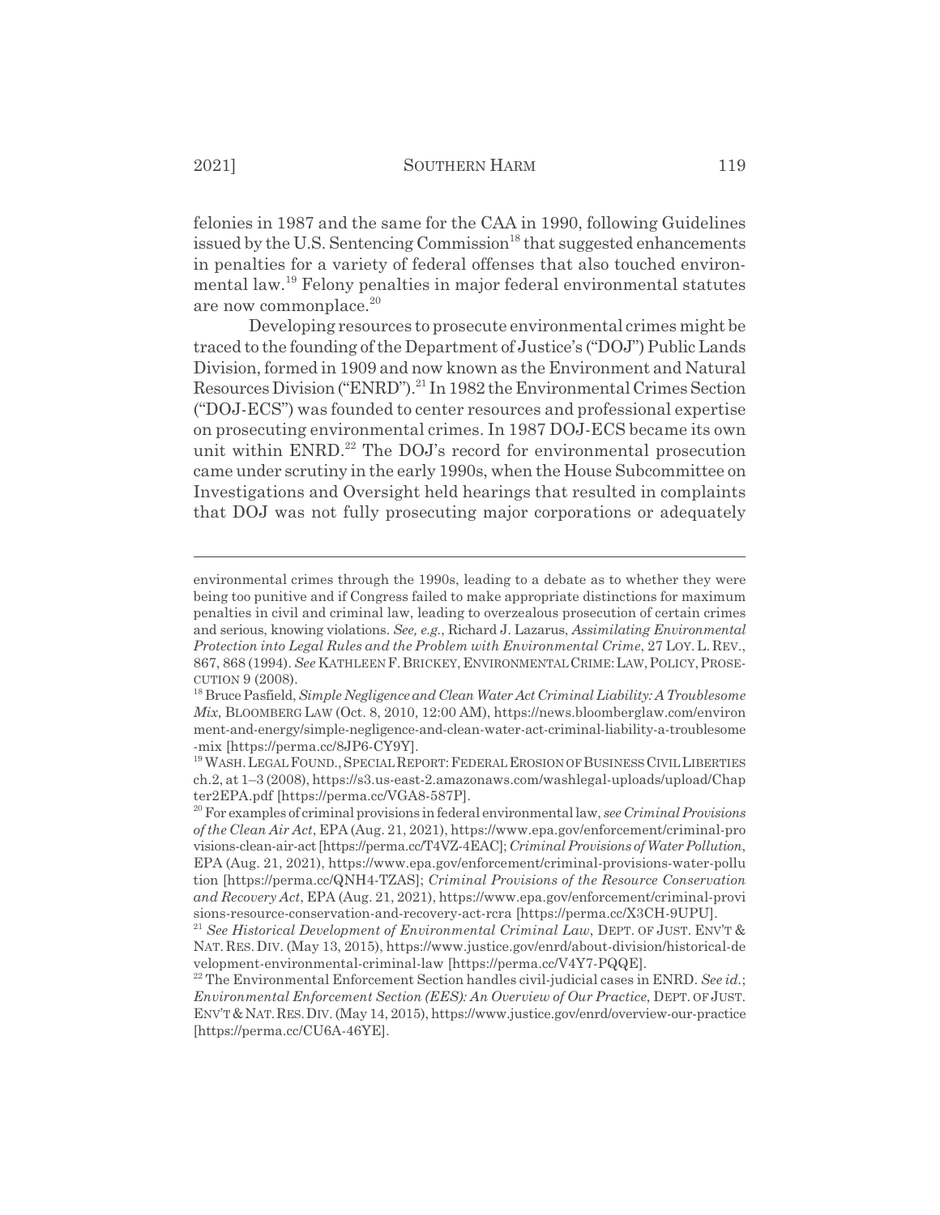felonies in 1987 and the same for the CAA in 1990, following Guidelines issued by the U.S. Sentencing Commission[18] that suggested enhancements in penalties for a variety of federal offenses that also touched environmental law.[19] Felony penalties in major federal environmental statutes are now commonplace.[20]

Developing resources to prosecute environmental crimes might be traced to the founding of the Department of Justice's ("DOJ") Public Lands Division, formed in 1909 and now known as the Environment and Natural Resources Division ("ENRD").[21] In 1982 the Environmental Crimes Section ("DOJ-ECS") was founded to center resources and professional expertise on prosecuting environmental crimes. In 1987 DOJ-ECS became its own unit within ENRD.[22] The DOJ's record for environmental prosecution came under scrutiny in the early 1990s, when the House Subcommittee on Investigations and Oversight held hearings that resulted in complaints that DOJ was not fully prosecuting major corporations or adequately

---

environmental crimes through the 1990s, leading to a debate as to whether they were being too punitive and if Congress failed to make appropriate distinctions for maximum penalties in civil and criminal law, leading to overzealous prosecution of certain crimes and serious, knowing violations. *See, e.g.*, Richard J. Lazarus, *Assimilating Environmental Protection into Legal Rules and the Problem with Environmental Crime*, 27 LOY. L. REV., 867, 868 (1994). *See* KATHLEEN F. BRICKEY, ENVIRONMENTAL CRIME: LAW, POLICY, PROSECUTION 9 (2008).

[18] Bruce Pasfield, *Simple Negligence and Clean Water Act Criminal Liability: A Troublesome Mix*, BLOOMBERG LAW (Oct. 8, 2010, 12:00 AM), https://news.bloomberglaw.com/environment-and-energy/simple-negligence-and-clean-water-act-criminal-liability-a-troublesome-mix [https://perma.cc/8JP6-CY9Y].

[19] WASH. LEGAL FOUND., SPECIAL REPORT: FEDERAL EROSION OF BUSINESS CIVIL LIBERTIES ch.2, at 1–3 (2008), https://s3.us-east-2.amazonaws.com/washlegal-uploads/upload/Chapter2EPA.pdf [https://perma.cc/VGA8-587P].

[20] For examples of criminal provisions in federal environmental law, *see Criminal Provisions of the Clean Air Act*, EPA (Aug. 21, 2021), https://www.epa.gov/enforcement/criminal-provisions-clean-air-act [https://perma.cc/T4VZ-4EAC]; *Criminal Provisions of Water Pollution*, EPA (Aug. 21, 2021), https://www.epa.gov/enforcement/criminal-provisions-water-pollution [https://perma.cc/QNH4-TZAS]; *Criminal Provisions of the Resource Conservation and Recovery Act*, EPA (Aug. 21, 2021), https://www.epa.gov/enforcement/criminal-provisions-resource-conservation-and-recovery-act-rcra [https://perma.cc/X3CH-9UPU].

[21] *See Historical Development of Environmental Criminal Law*, DEPT. OF JUST. ENV'T & NAT. RES. DIV. (May 13, 2015), https://www.justice.gov/enrd/about-division/historical-development-environmental-criminal-law [https://perma.cc/V4Y7-PQQE].

[22] The Environmental Enforcement Section handles civil-judicial cases in ENRD. *See id.*; *Environmental Enforcement Section (EES): An Overview of Our Practice*, DEPT. OF JUST. ENV'T & NAT. RES. DIV. (May 14, 2015), https://www.justice.gov/enrd/overview-our-practice [https://perma.cc/CU6A-46YE].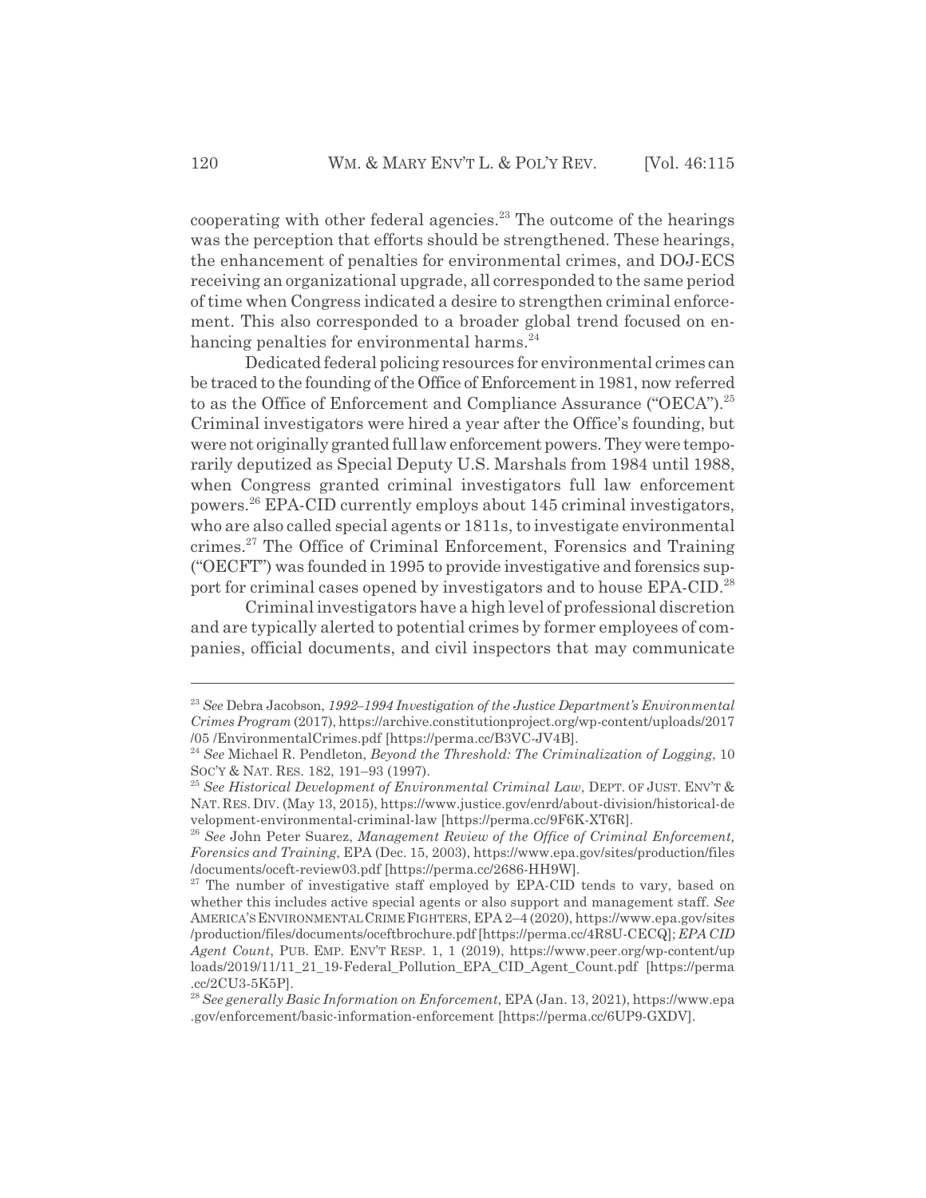cooperating with other federal agencies.[23] The outcome of the hearings was the perception that efforts should be strengthened. These hearings, the enhancement of penalties for environmental crimes, and DOJ-ECS receiving an organizational upgrade, all corresponded to the same period of time when Congress indicated a desire to strengthen criminal enforcement. This also corresponded to a broader global trend focused on enhancing penalties for environmental harms.[24]

Dedicated federal policing resources for environmental crimes can be traced to the founding of the Office of Enforcement in 1981, now referred to as the Office of Enforcement and Compliance Assurance ("OECA").[25] Criminal investigators were hired a year after the Office's founding, but were not originally granted full law enforcement powers. They were temporarily deputized as Special Deputy U.S. Marshals from 1984 until 1988, when Congress granted criminal investigators full law enforcement powers.[26] EPA-CID currently employs about 145 criminal investigators, who are also called special agents or 1811s, to investigate environmental crimes.[27] The Office of Criminal Enforcement, Forensics and Training ("OECFT") was founded in 1995 to provide investigative and forensics support for criminal cases opened by investigators and to house EPA-CID.[28]

Criminal investigators have a high level of professional discretion and are typically alerted to potential crimes by former employees of companies, official documents, and civil inspectors that may communicate

---

[23] *See* Debra Jacobson, *1992–1994 Investigation of the Justice Department's Environmental Crimes Program* (2017), https://archive.constitutionproject.org/wp-content/uploads/2017/05 /EnvironmentalCrimes.pdf [https://perma.cc/B3VC-JV4B].

[24] *See* Michael R. Pendleton, *Beyond the Threshold: The Criminalization of Logging*, 10 SOC'Y & NAT. RES. 182, 191–93 (1997).

[25] *See Historical Development of Environmental Criminal Law*, DEPT. OF JUST. ENV'T & NAT. RES. DIV. (May 13, 2015), https://www.justice.gov/enrd/about-division/historical-development-environmental-criminal-law [https://perma.cc/9F6K-XT6R].

[26] *See* John Peter Suarez, *Management Review of the Office of Criminal Enforcement, Forensics and Training*, EPA (Dec. 15, 2003), https://www.epa.gov/sites/production/files/documents/oceft-review03.pdf [https://perma.cc/2686-HH9W].

[27] The number of investigative staff employed by EPA-CID tends to vary, based on whether this includes active special agents or also support and management staff. *See* AMERICA'S ENVIRONMENTAL CRIME FIGHTERS, EPA 2–4 (2020), https://www.epa.gov/sites/production/files/documents/oceftbrochure.pdf [https://perma.cc/4R8U-CECQ]; *EPA CID Agent Count*, PUB. EMP. ENV'T RESP. 1, 1 (2019), https://www.peer.org/wp-content/uploads/2019/11/11_21_19-Federal_Pollution_EPA_CID_Agent_Count.pdf [https://perma.cc/2CU3-5K5P].

[28] *See generally Basic Information on Enforcement*, EPA (Jan. 13, 2021), https://www.epa.gov/enforcement/basic-information-enforcement [https://perma.cc/6UP9-GXDV].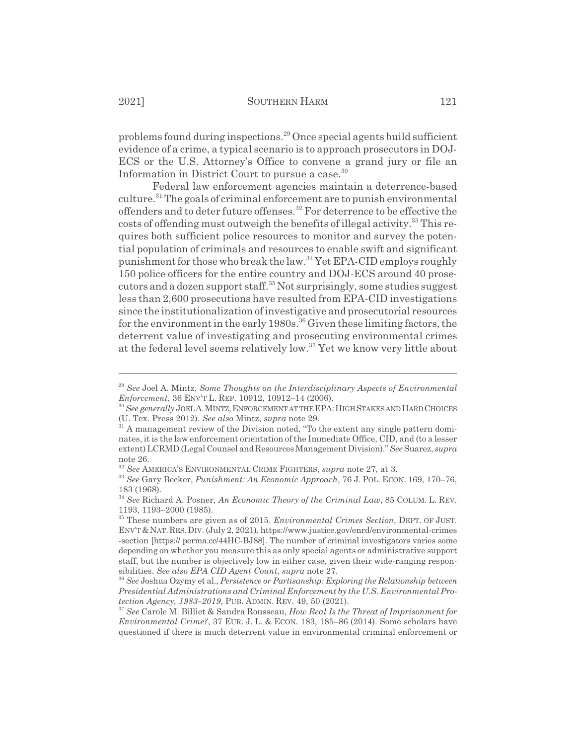problems found during inspections.[29] Once special agents build sufficient evidence of a crime, a typical scenario is to approach prosecutors in DOJ-ECS or the U.S. Attorney's Office to convene a grand jury or file an Information in District Court to pursue a case.[30]

Federal law enforcement agencies maintain a deterrence-based culture.[31] The goals of criminal enforcement are to punish environmental offenders and to deter future offenses.[32] For deterrence to be effective the costs of offending must outweigh the benefits of illegal activity.[33] This requires both sufficient police resources to monitor and survey the potential population of criminals and resources to enable swift and significant punishment for those who break the law.[34] Yet EPA-CID employs roughly 150 police officers for the entire country and DOJ-ECS around 40 prosecutors and a dozen support staff.[35] Not surprisingly, some studies suggest less than 2,600 prosecutions have resulted from EPA-CID investigations since the institutionalization of investigative and prosecutorial resources for the environment in the early 1980s.[36] Given these limiting factors, the deterrent value of investigating and prosecuting environmental crimes at the federal level seems relatively low.[37] Yet we know very little about

---

[29] *See* Joel A. Mintz, *Some Thoughts on the Interdisciplinary Aspects of Environmental Enforcement*, 36 ENV'T L. REP. 10912, 10912–14 (2006).

[30] *See generally* JOEL A. MINTZ, ENFORCEMENT AT THE EPA: HIGH STAKES AND HARD CHOICES (U. Tex. Press 2012). *See also* Mintz, *supra* note 29.

[31] A management review of the Division noted, "To the extent any single pattern dominates, it is the law enforcement orientation of the Immediate Office, CID, and (to a lesser extent) LCRMD (Legal Counsel and Resources Management Division)." *See* Suarez, *supra* note 26.

[32] *See* AMERICA'S ENVIRONMENTAL CRIME FIGHTERS, *supra* note 27, at 3.

[33] *See* Gary Becker, *Punishment: An Economic Approach*, 76 J. POL. ECON. 169, 170–76, 183 (1968).

[34] *See* Richard A. Posner, *An Economic Theory of the Criminal Law*, 85 COLUM. L. REV. 1193, 1193–2000 (1985).

[35] These numbers are given as of 2015. *Environmental Crimes Section*, DEPT. OF JUST. ENV'T & NAT. RES. DIV. (July 2, 2021), https://www.justice.gov/enrd/environmental-crimes-section [https:// perma.cc/44HC-BJ88]. The number of criminal investigators varies some depending on whether you measure this as only special agents or administrative support staff, but the number is objectively low in either case, given their wide-ranging responsibilities. *See also EPA CID Agent Count*, *supra* note 27.

[36] *See* Joshua Ozymy et al., *Persistence or Partisanship: Exploring the Relationship between Presidential Administrations and Criminal Enforcement by the U.S. Environmental Protection Agency, 1983–2019*, PUB. ADMIN. REV. 49, 50 (2021).

[37] *See* Carole M. Billiet & Sandra Rousseau, *How Real Is the Threat of Imprisonment for Environmental Crime?*, 37 EUR. J. L. & ECON. 183, 185–86 (2014). Some scholars have questioned if there is much deterrent value in environmental criminal enforcement or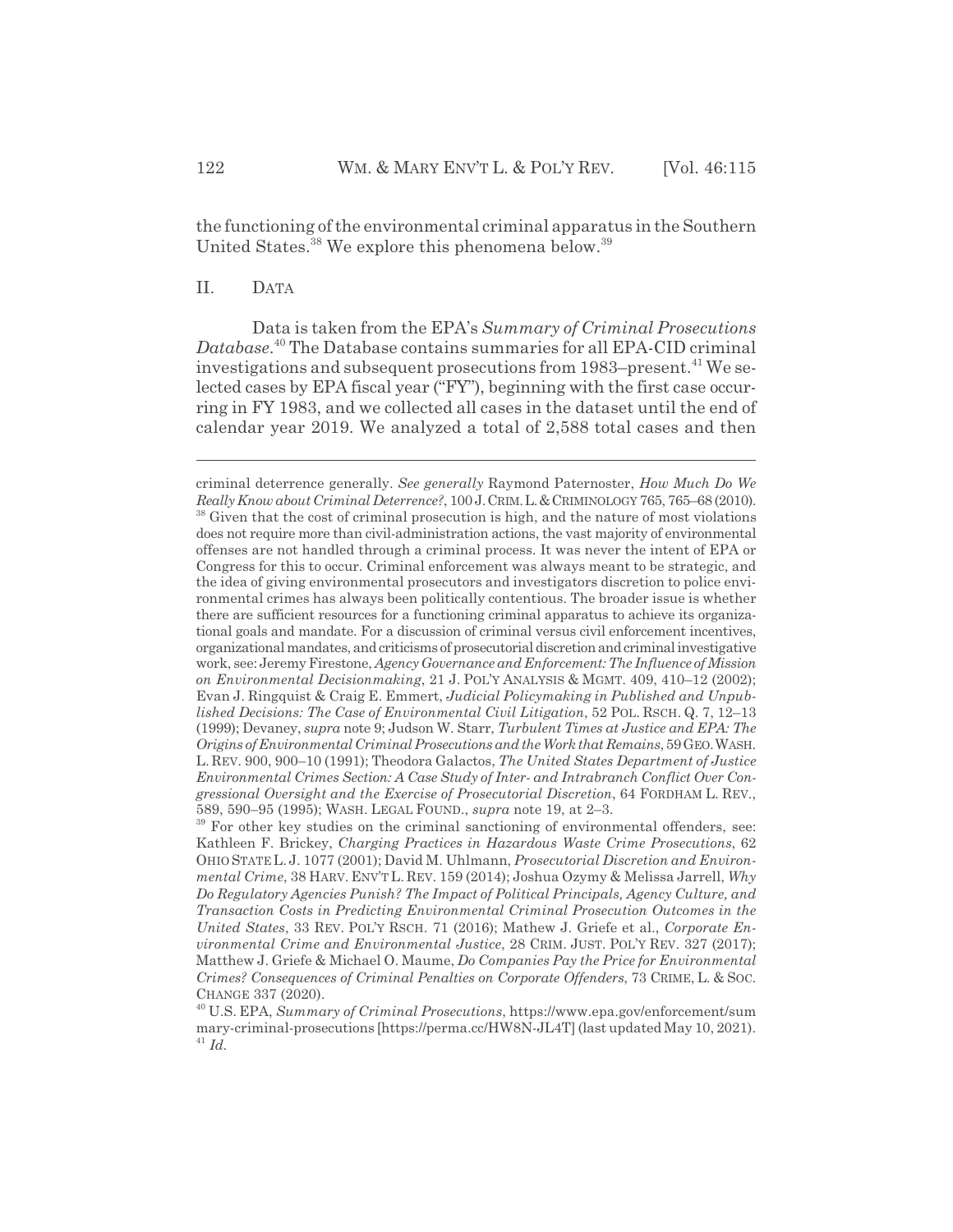the functioning of the environmental criminal apparatus in the Southern United States.[38] We explore this phenomena below.[39]

## II. DATA

Data is taken from the EPA's *Summary of Criminal Prosecutions Database*.[40] The Database contains summaries for all EPA-CID criminal investigations and subsequent prosecutions from 1983–present.[41] We selected cases by EPA fiscal year ("FY"), beginning with the first case occurring in FY 1983, and we collected all cases in the dataset until the end of calendar year 2019. We analyzed a total of 2,588 total cases and then

---

criminal deterrence generally. *See generally* Raymond Paternoster, *How Much Do We Really Know about Criminal Deterrence?*, 100 J. CRIM. L. & CRIMINOLOGY 765, 765–68 (2010).

[38] Given that the cost of criminal prosecution is high, and the nature of most violations does not require more than civil-administration actions, the vast majority of environmental offenses are not handled through a criminal process. It was never the intent of EPA or Congress for this to occur. Criminal enforcement was always meant to be strategic, and the idea of giving environmental prosecutors and investigators discretion to police environmental crimes has always been politically contentious. The broader issue is whether there are sufficient resources for a functioning criminal apparatus to achieve its organizational goals and mandate. For a discussion of criminal versus civil enforcement incentives, organizational mandates, and criticisms of prosecutorial discretion and criminal investigative work, see: Jeremy Firestone, *Agency Governance and Enforcement: The Influence of Mission on Environmental Decisionmaking*, 21 J. POL'Y ANALYSIS & MGMT. 409, 410–12 (2002); Evan J. Ringquist & Craig E. Emmert, *Judicial Policymaking in Published and Unpublished Decisions: The Case of Environmental Civil Litigation*, 52 POL. RSCH. Q. 7, 12–13 (1999); Devaney, *supra* note 9; Judson W. Starr, *Turbulent Times at Justice and EPA: The Origins of Environmental Criminal Prosecutions and the Work that Remains*, 59 GEO. WASH. L. REV. 900, 900–10 (1991); Theodora Galactos, *The United States Department of Justice Environmental Crimes Section: A Case Study of Inter- and Intrabranch Conflict Over Congressional Oversight and the Exercise of Prosecutorial Discretion*, 64 FORDHAM L. REV., 589, 590–95 (1995); WASH. LEGAL FOUND., *supra* note 19, at 2–3.

[39] For other key studies on the criminal sanctioning of environmental offenders, see: Kathleen F. Brickey, *Charging Practices in Hazardous Waste Crime Prosecutions*, 62 OHIO STATE L. J. 1077 (2001); David M. Uhlmann, *Prosecutorial Discretion and Environmental Crime*, 38 HARV. ENV'T L. REV. 159 (2014); Joshua Ozymy & Melissa Jarrell, *Why Do Regulatory Agencies Punish? The Impact of Political Principals, Agency Culture, and Transaction Costs in Predicting Environmental Criminal Prosecution Outcomes in the United States*, 33 REV. POL'Y RSCH. 71 (2016); Mathew J. Griefe et al., *Corporate Environmental Crime and Environmental Justice*, 28 CRIM. JUST. POL'Y REV. 327 (2017); Matthew J. Griefe & Michael O. Maume, *Do Companies Pay the Price for Environmental Crimes? Consequences of Criminal Penalties on Corporate Offenders*, 73 CRIME, L. & SOC. CHANGE 337 (2020).

[40] U.S. EPA, *Summary of Criminal Prosecutions*, https://www.epa.gov/enforcement/summary-criminal-prosecutions [https://perma.cc/HW8N-JL4T] (last updated May 10, 2021).

[41] *Id.*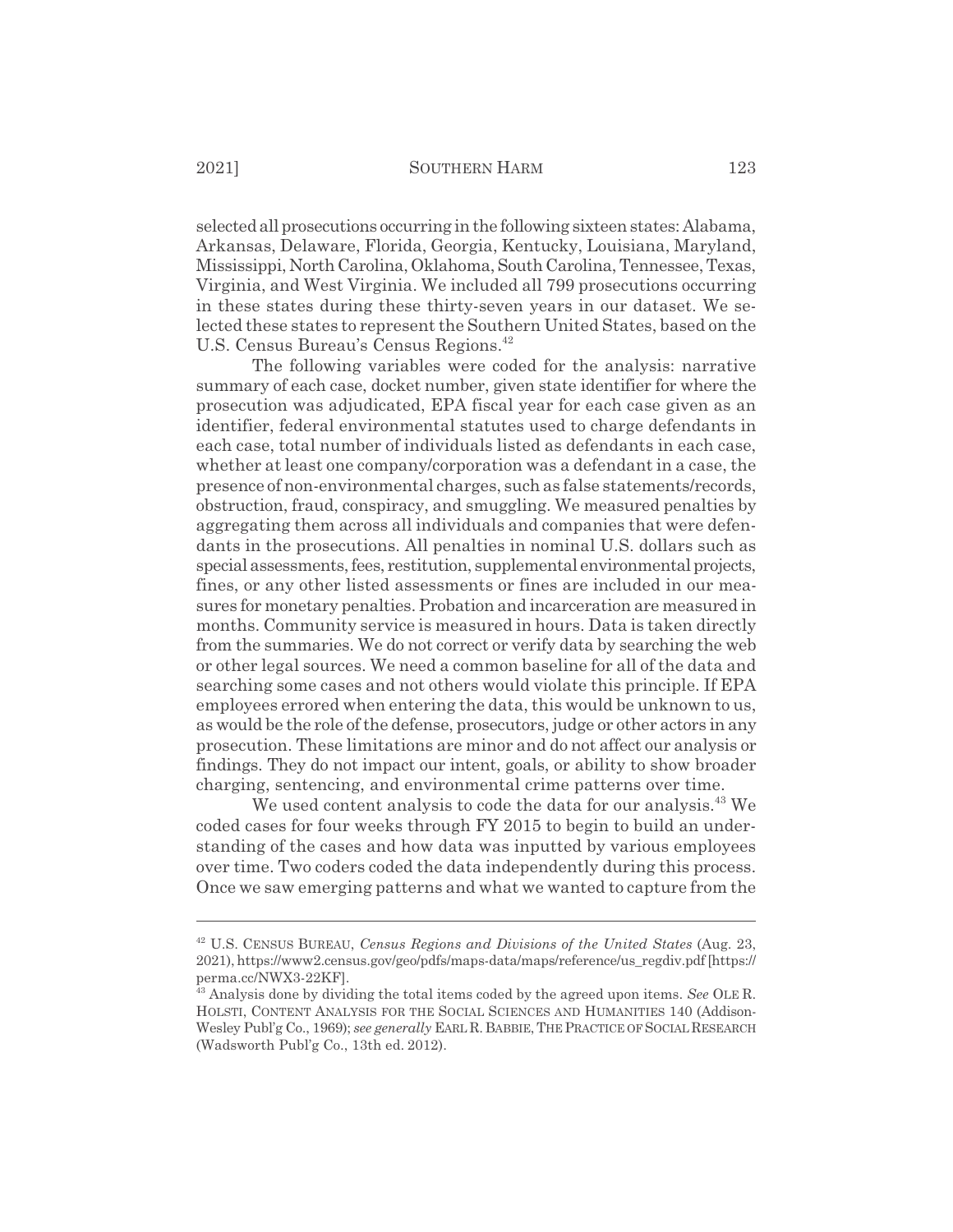selected all prosecutions occurring in the following sixteen states: Alabama, Arkansas, Delaware, Florida, Georgia, Kentucky, Louisiana, Maryland, Mississippi, North Carolina, Oklahoma, South Carolina, Tennessee, Texas, Virginia, and West Virginia. We included all 799 prosecutions occurring in these states during these thirty-seven years in our dataset. We selected these states to represent the Southern United States, based on the U.S. Census Bureau's Census Regions.[42]

The following variables were coded for the analysis: narrative summary of each case, docket number, given state identifier for where the prosecution was adjudicated, EPA fiscal year for each case given as an identifier, federal environmental statutes used to charge defendants in each case, total number of individuals listed as defendants in each case, whether at least one company/corporation was a defendant in a case, the presence of non-environmental charges, such as false statements/records, obstruction, fraud, conspiracy, and smuggling. We measured penalties by aggregating them across all individuals and companies that were defendants in the prosecutions. All penalties in nominal U.S. dollars such as special assessments, fees, restitution, supplemental environmental projects, fines, or any other listed assessments or fines are included in our measures for monetary penalties. Probation and incarceration are measured in months. Community service is measured in hours. Data is taken directly from the summaries. We do not correct or verify data by searching the web or other legal sources. We need a common baseline for all of the data and searching some cases and not others would violate this principle. If EPA employees errored when entering the data, this would be unknown to us, as would be the role of the defense, prosecutors, judge or other actors in any prosecution. These limitations are minor and do not affect our analysis or findings. They do not impact our intent, goals, or ability to show broader charging, sentencing, and environmental crime patterns over time.

We used content analysis to code the data for our analysis.[43] We coded cases for four weeks through FY 2015 to begin to build an understanding of the cases and how data was inputted by various employees over time. Two coders coded the data independently during this process. Once we saw emerging patterns and what we wanted to capture from the

---

[42] U.S. CENSUS BUREAU, *Census Regions and Divisions of the United States* (Aug. 23, 2021), https://www2.census.gov/geo/pdfs/maps-data/maps/reference/us_regdiv.pdf [https://perma.cc/NWX3-22KF].

[43] Analysis done by dividing the total items coded by the agreed upon items. *See* OLE R. HOLSTI, CONTENT ANALYSIS FOR THE SOCIAL SCIENCES AND HUMANITIES 140 (Addison-Wesley Publ'g Co., 1969); *see generally* EARL R. BABBIE, THE PRACTICE OF SOCIAL RESEARCH (Wadsworth Publ'g Co., 13th ed. 2012).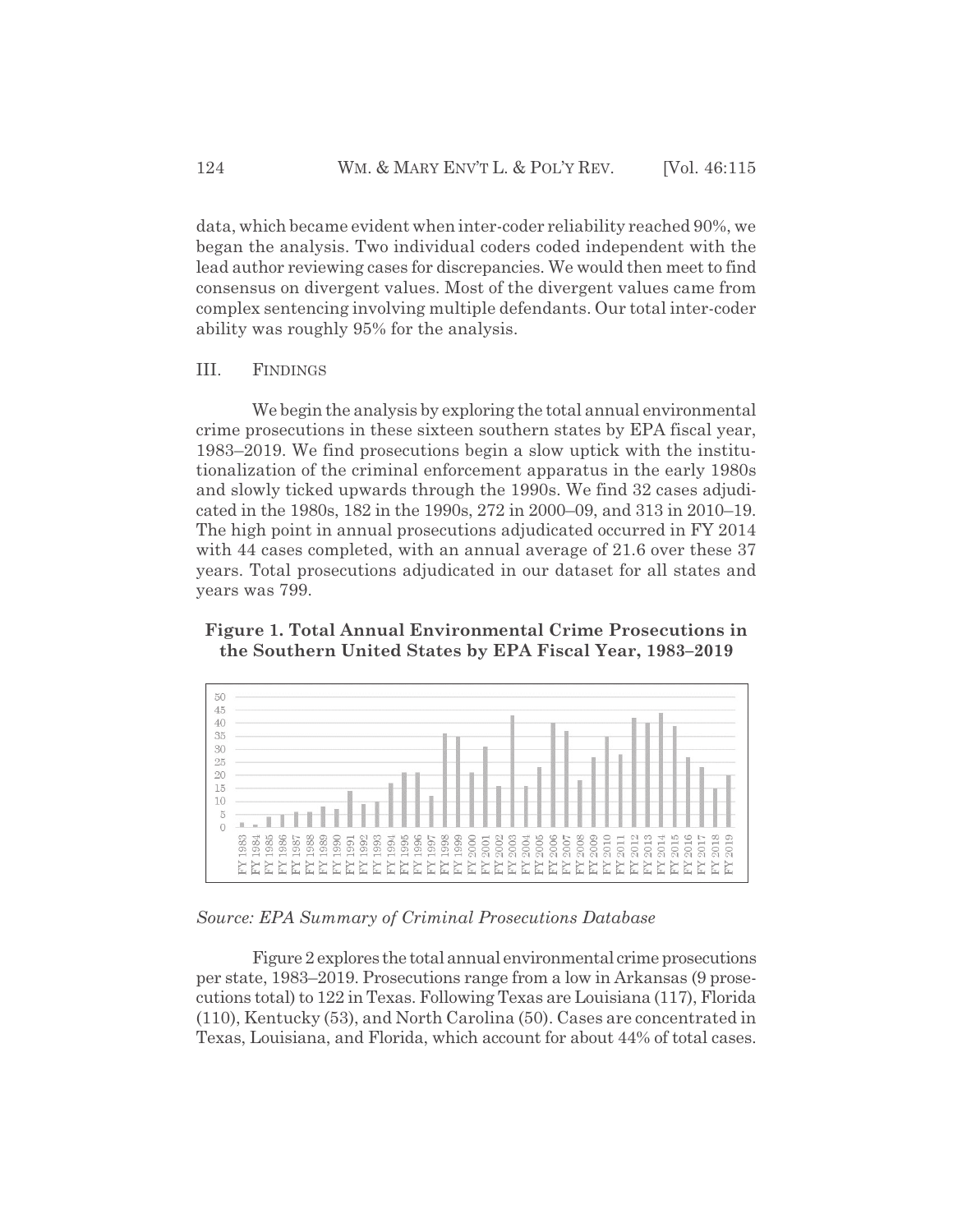data, which became evident when inter-coder reliability reached 90%, we began the analysis. Two individual coders coded independent with the lead author reviewing cases for discrepancies. We would then meet to find consensus on divergent values. Most of the divergent values came from complex sentencing involving multiple defendants. Our total inter-coder ability was roughly 95% for the analysis.

## III. FINDINGS

We begin the analysis by exploring the total annual environmental crime prosecutions in these sixteen southern states by EPA fiscal year, 1983–2019. We find prosecutions begin a slow uptick with the institutionalization of the criminal enforcement apparatus in the early 1980s and slowly ticked upwards through the 1990s. We find 32 cases adjudicated in the 1980s, 182 in the 1990s, 272 in 2000–09, and 313 in 2010–19. The high point in annual prosecutions adjudicated occurred in FY 2014 with 44 cases completed, with an annual average of 21.6 over these 37 years. Total prosecutions adjudicated in our dataset for all states and years was 799.

**Figure 1. Total Annual Environmental Crime Prosecutions in the Southern United States by EPA Fiscal Year, 1983–2019**

*Source: EPA Summary of Criminal Prosecutions Database*

Figure 2 explores the total annual environmental crime prosecutions per state, 1983–2019. Prosecutions range from a low in Arkansas (9 prosecutions total) to 122 in Texas. Following Texas are Louisiana (117), Florida (110), Kentucky (53), and North Carolina (50). Cases are concentrated in Texas, Louisiana, and Florida, which account for about 44% of total cases.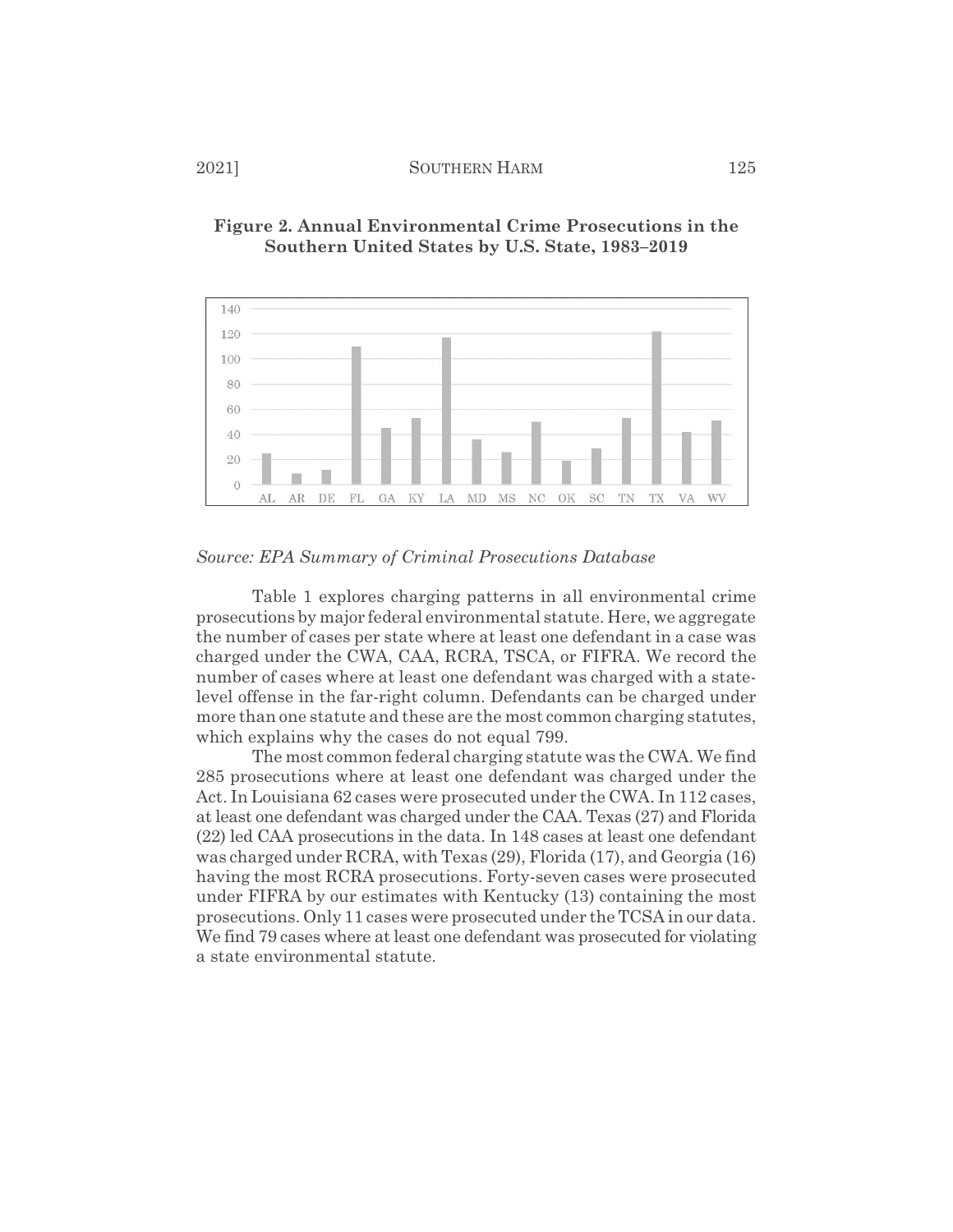**Figure 2. Annual Environmental Crime Prosecutions in the Southern United States by U.S. State, 1983–2019**

*Source: EPA Summary of Criminal Prosecutions Database*

Table 1 explores charging patterns in all environmental crime prosecutions by major federal environmental statute. Here, we aggregate the number of cases per state where at least one defendant in a case was charged under the CWA, CAA, RCRA, TSCA, or FIFRA. We record the number of cases where at least one defendant was charged with a state-level offense in the far-right column. Defendants can be charged under more than one statute and these are the most common charging statutes, which explains why the cases do not equal 799.

The most common federal charging statute was the CWA. We find 285 prosecutions where at least one defendant was charged under the Act. In Louisiana 62 cases were prosecuted under the CWA. In 112 cases, at least one defendant was charged under the CAA. Texas (27) and Florida (22) led CAA prosecutions in the data. In 148 cases at least one defendant was charged under RCRA, with Texas (29), Florida (17), and Georgia (16) having the most RCRA prosecutions. Forty-seven cases were prosecuted under FIFRA by our estimates with Kentucky (13) containing the most prosecutions. Only 11 cases were prosecuted under the TCSA in our data. We find 79 cases where at least one defendant was prosecuted for violating a state environmental statute.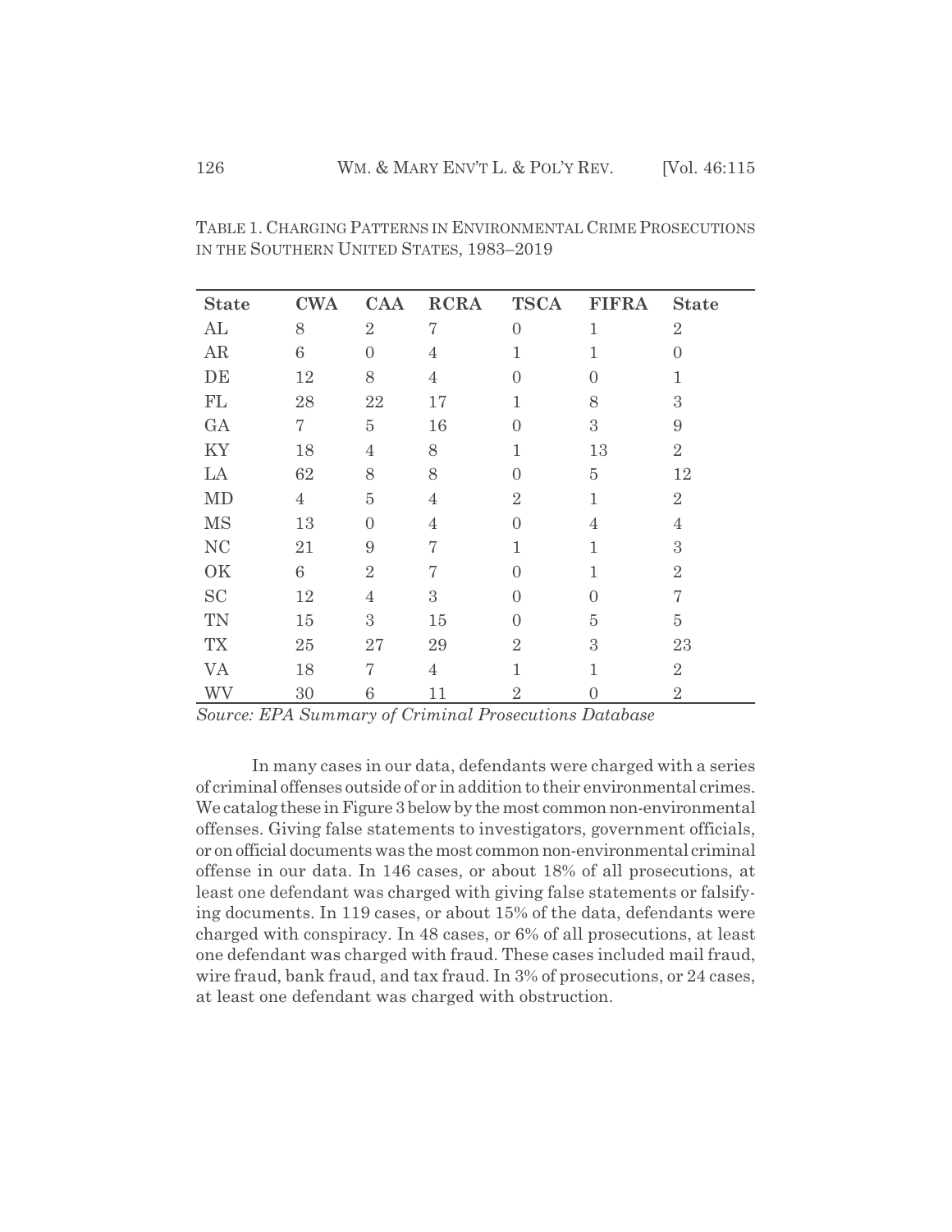TABLE 1. CHARGING PATTERNS IN ENVIRONMENTAL CRIME PROSECUTIONS IN THE SOUTHERN UNITED STATES, 1983–2019

| State | CWA | CAA | RCRA | TSCA | FIFRA | State |
|---|---|---|---|---|---|---|
| AL | 8 | 2 | 7 | 0 | 1 | 2 |
| AR | 6 | 0 | 4 | 1 | 1 | 0 |
| DE | 12 | 8 | 4 | 0 | 0 | 1 |
| FL | 28 | 22 | 17 | 1 | 8 | 3 |
| GA | 7 | 5 | 16 | 0 | 3 | 9 |
| KY | 18 | 4 | 8 | 1 | 13 | 2 |
| LA | 62 | 8 | 8 | 0 | 5 | 12 |
| MD | 4 | 5 | 4 | 2 | 1 | 2 |
| MS | 13 | 0 | 4 | 0 | 4 | 4 |
| NC | 21 | 9 | 7 | 1 | 1 | 3 |
| OK | 6 | 2 | 7 | 0 | 1 | 2 |
| SC | 12 | 4 | 3 | 0 | 0 | 7 |
| TN | 15 | 3 | 15 | 0 | 5 | 5 |
| TX | 25 | 27 | 29 | 2 | 3 | 23 |
| VA | 18 | 7 | 4 | 1 | 1 | 2 |
| WV | 30 | 6 | 11 | 2 | 0 | 2 |

*Source: EPA Summary of Criminal Prosecutions Database*

In many cases in our data, defendants were charged with a series of criminal offenses outside of or in addition to their environmental crimes. We catalog these in Figure 3 below by the most common non-environmental offenses. Giving false statements to investigators, government officials, or on official documents was the most common non-environmental criminal offense in our data. In 146 cases, or about 18% of all prosecutions, at least one defendant was charged with giving false statements or falsifying documents. In 119 cases, or about 15% of the data, defendants were charged with conspiracy. In 48 cases, or 6% of all prosecutions, at least one defendant was charged with fraud. These cases included mail fraud, wire fraud, bank fraud, and tax fraud. In 3% of prosecutions, or 24 cases, at least one defendant was charged with obstruction.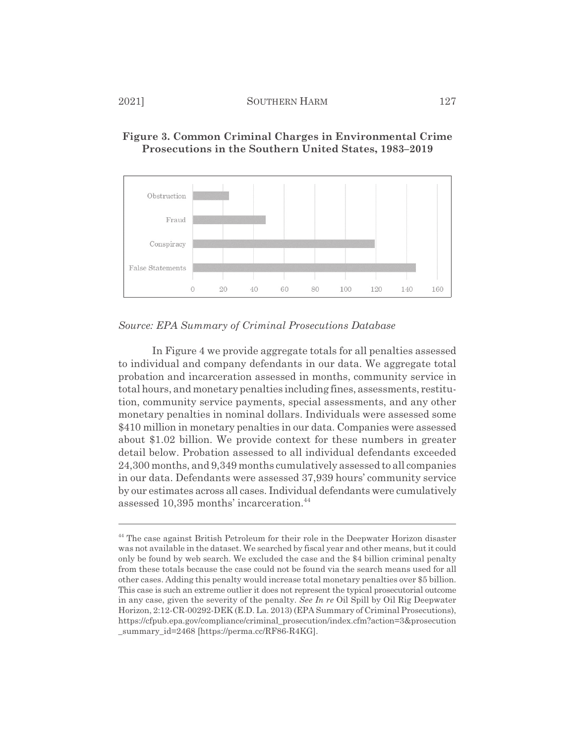**Figure 3. Common Criminal Charges in Environmental Crime Prosecutions in the Southern United States, 1983–2019**

| Charge | Count (approx.) |
|---|---|
| Obstruction | 24 |
| Fraud | 48 |
| Conspiracy | 119 |
| False Statements | 146 |

*Source: EPA Summary of Criminal Prosecutions Database*

In Figure 4 we provide aggregate totals for all penalties assessed to individual and company defendants in our data. We aggregate total probation and incarceration assessed in months, community service in total hours, and monetary penalties including fines, assessments, restitution, community service payments, special assessments, and any other monetary penalties in nominal dollars. Individuals were assessed some $410 million in monetary penalties in our data. Companies were assessed about $1.02 billion. We provide context for these numbers in greater detail below. Probation assessed to all individual defendants exceeded 24,300 months, and 9,349 months cumulatively assessed to all companies in our data. Defendants were assessed 37,939 hours' community service by our estimates across all cases. Individual defendants were cumulatively assessed 10,395 months' incarceration.[44]

---

[44] The case against British Petroleum for their role in the Deepwater Horizon disaster was not available in the dataset. We searched by fiscal year and other means, but it could only be found by web search. We excluded the case and the $4 billion criminal penalty from these totals because the case could not be found via the search means used for all other cases. Adding this penalty would increase total monetary penalties over $5 billion. This case is such an extreme outlier it does not represent the typical prosecutorial outcome in any case, given the severity of the penalty. *See In re* Oil Spill by Oil Rig Deepwater Horizon, 2:12-CR-00292-DEK (E.D. La. 2013) (EPA Summary of Criminal Prosecutions), https://cfpub.epa.gov/compliance/criminal_prosecution/index.cfm?action=3&prosecution_summary_id=2468 [https://perma.cc/RF86-R4KG].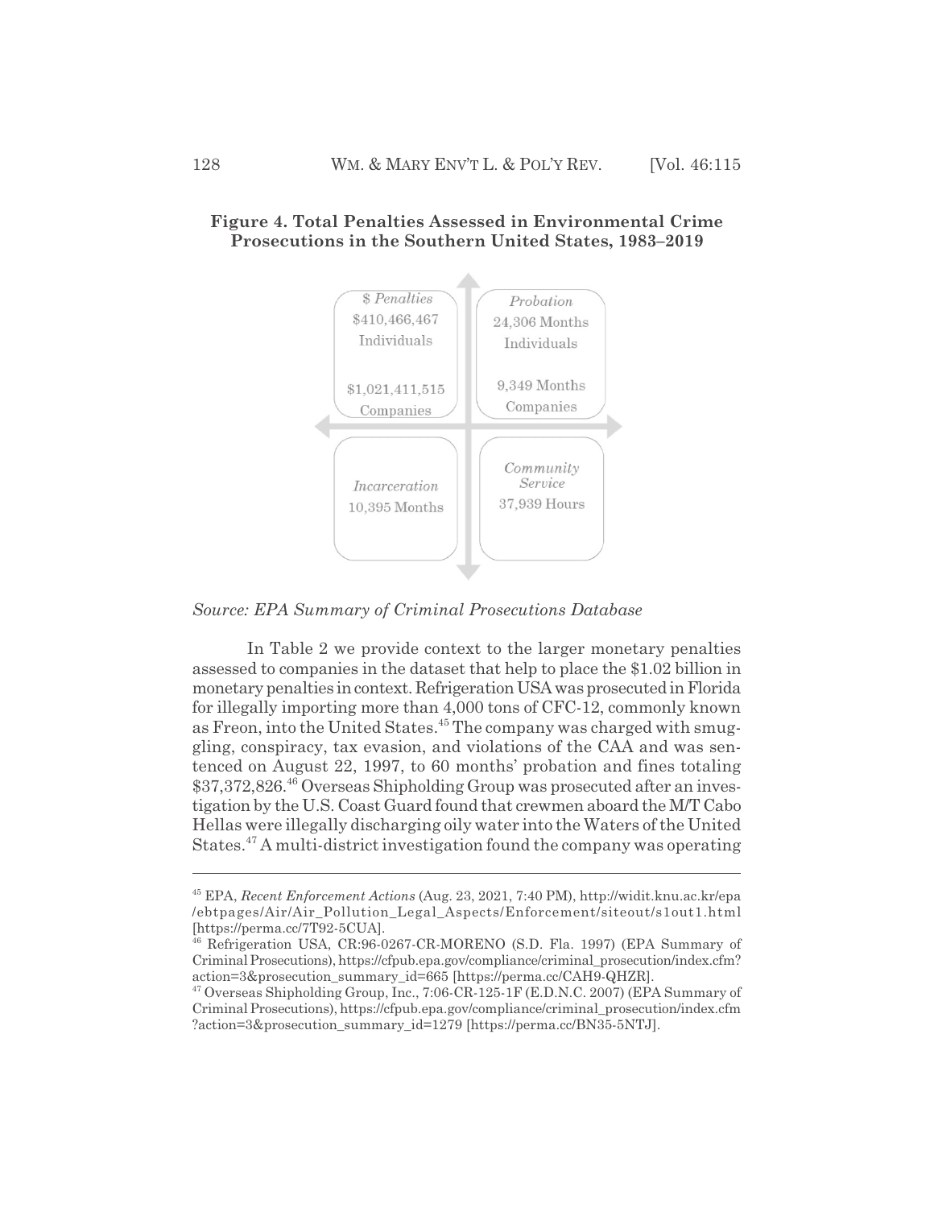**Figure 4. Total Penalties Assessed in Environmental Crime Prosecutions in the Southern United States, 1983–2019**

| *$ Penalties* | *Probation* |
|---|---|
| $410,466,467 Individuals | 24,306 Months Individuals |
| $1,021,411,515 Companies | 9,349 Months Companies |
| *Incarceration* | *Community Service* |
| 10,395 Months | 37,939 Hours |

*Source: EPA Summary of Criminal Prosecutions Database*

In Table 2 we provide context to the larger monetary penalties assessed to companies in the dataset that help to place the $1.02 billion in monetary penalties in context. Refrigeration USA was prosecuted in Florida for illegally importing more than 4,000 tons of CFC-12, commonly known as Freon, into the United States.[45] The company was charged with smuggling, conspiracy, tax evasion, and violations of the CAA and was sentenced on August 22, 1997, to 60 months' probation and fines totaling $37,372,826.[46] Overseas Shipholding Group was prosecuted after an investigation by the U.S. Coast Guard found that crewmen aboard the M/T Cabo Hellas were illegally discharging oily water into the Waters of the United States.[47] A multi-district investigation found the company was operating

---

[45] EPA, *Recent Enforcement Actions* (Aug. 23, 2021, 7:40 PM), http://widit.knu.ac.kr/epa/ebtpages/Air/Air_Pollution_Legal_Aspects/Enforcement/siteout/s1out1.html [https://perma.cc/7T92-5CUA].

[46] Refrigeration USA, CR:96-0267-CR-MORENO (S.D. Fla. 1997) (EPA Summary of Criminal Prosecutions), https://cfpub.epa.gov/compliance/criminal_prosecution/index.cfm?action=3&prosecution_summary_id=665 [https://perma.cc/CAH9-QHZR].

[47] Overseas Shipholding Group, Inc., 7:06-CR-125-1F (E.D.N.C. 2007) (EPA Summary of Criminal Prosecutions), https://cfpub.epa.gov/compliance/criminal_prosecution/index.cfm?action=3&prosecution_summary_id=1279 [https://perma.cc/BN35-5NTJ].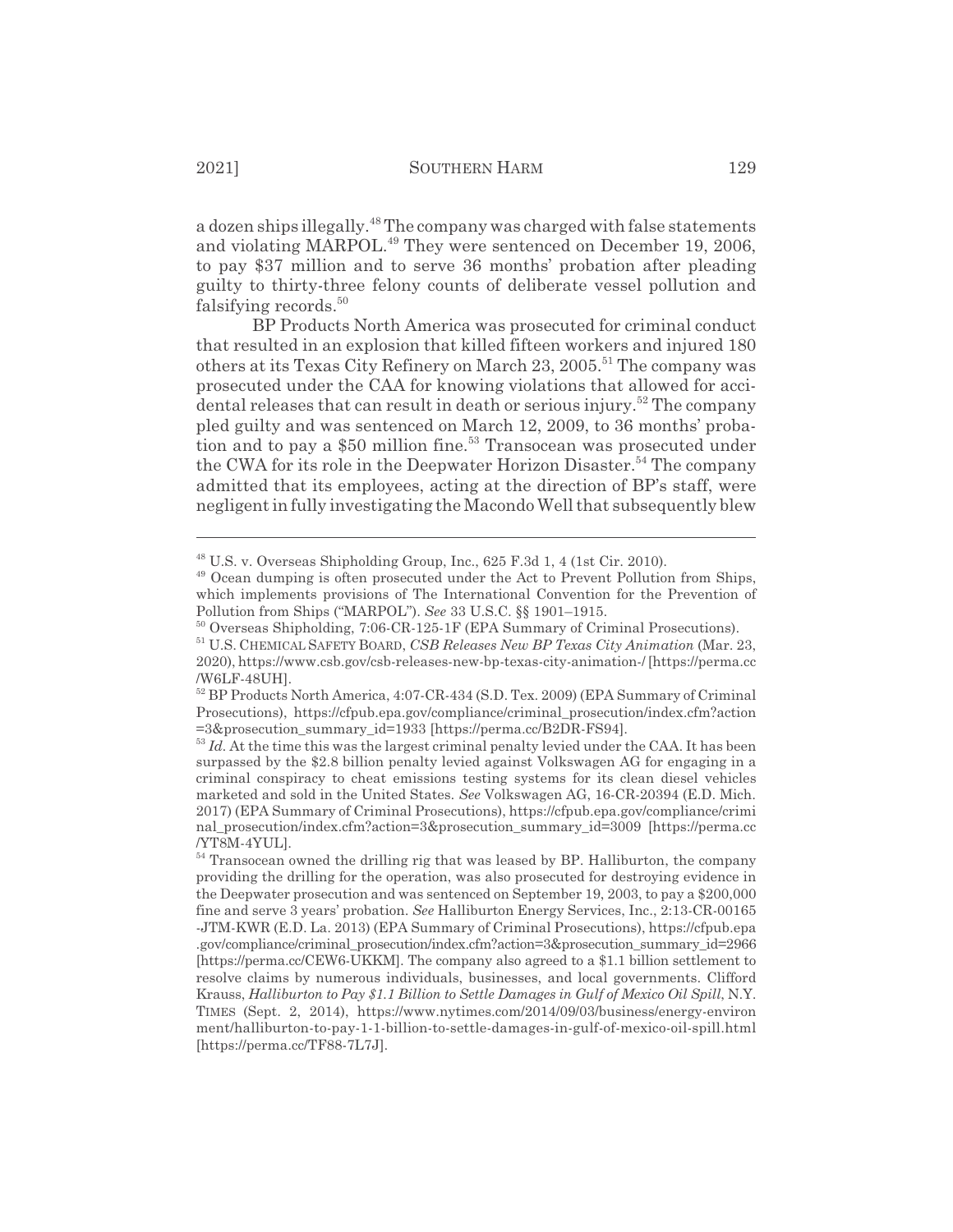a dozen ships illegally.[48] The company was charged with false statements and violating MARPOL.[49] They were sentenced on December 19, 2006, to pay $37 million and to serve 36 months' probation after pleading guilty to thirty-three felony counts of deliberate vessel pollution and falsifying records.[50]

BP Products North America was prosecuted for criminal conduct that resulted in an explosion that killed fifteen workers and injured 180 others at its Texas City Refinery on March 23, 2005.[51] The company was prosecuted under the CAA for knowing violations that allowed for accidental releases that can result in death or serious injury.[52] The company pled guilty and was sentenced on March 12, 2009, to 36 months' probation and to pay a $50 million fine.[53] Transocean was prosecuted under the CWA for its role in the Deepwater Horizon Disaster.[54] The company admitted that its employees, acting at the direction of BP's staff, were negligent in fully investigating the Macondo Well that subsequently blew

---

[48] U.S. v. Overseas Shipholding Group, Inc., 625 F.3d 1, 4 (1st Cir. 2010).

[49] Ocean dumping is often prosecuted under the Act to Prevent Pollution from Ships, which implements provisions of The International Convention for the Prevention of Pollution from Ships ("MARPOL"). *See* 33 U.S.C. §§ 1901–1915.

[50] Overseas Shipholding, 7:06-CR-125-1F (EPA Summary of Criminal Prosecutions).

[51] U.S. CHEMICAL SAFETY BOARD, *CSB Releases New BP Texas City Animation* (Mar. 23, 2020), https://www.csb.gov/csb-releases-new-bp-texas-city-animation-/ [https://perma.cc/W6LF-48UH].

[52] BP Products North America, 4:07-CR-434 (S.D. Tex. 2009) (EPA Summary of Criminal Prosecutions), https://cfpub.epa.gov/compliance/criminal_prosecution/index.cfm?action=3&prosecution_summary_id=1933 [https://perma.cc/B2DR-FS94].

[53] *Id.* At the time this was the largest criminal penalty levied under the CAA. It has been surpassed by the $2.8 billion penalty levied against Volkswagen AG for engaging in a criminal conspiracy to cheat emissions testing systems for its clean diesel vehicles marketed and sold in the United States. *See* Volkswagen AG, 16-CR-20394 (E.D. Mich. 2017) (EPA Summary of Criminal Prosecutions), https://cfpub.epa.gov/compliance/criminal_prosecution/index.cfm?action=3&prosecution_summary_id=3009 [https://perma.cc/YT8M-4YUL].

[54] Transocean owned the drilling rig that was leased by BP. Halliburton, the company providing the drilling for the operation, was also prosecuted for destroying evidence in the Deepwater prosecution and was sentenced on September 19, 2003, to pay a $200,000 fine and serve 3 years' probation. *See* Halliburton Energy Services, Inc., 2:13-CR-00165-JTM-KWR (E.D. La. 2013) (EPA Summary of Criminal Prosecutions), https://cfpub.epa.gov/compliance/criminal_prosecution/index.cfm?action=3&prosecution_summary_id=2966 [https://perma.cc/CEW6-UKKM]. The company also agreed to a $1.1 billion settlement to resolve claims by numerous individuals, businesses, and local governments. Clifford Krauss, *Halliburton to Pay $1.1 Billion to Settle Damages in Gulf of Mexico Oil Spill*, N.Y. TIMES (Sept. 2, 2014), https://www.nytimes.com/2014/09/03/business/energy-environment/halliburton-to-pay-1-1-billion-to-settle-damages-in-gulf-of-mexico-oil-spill.html [https://perma.cc/TF88-7L7J].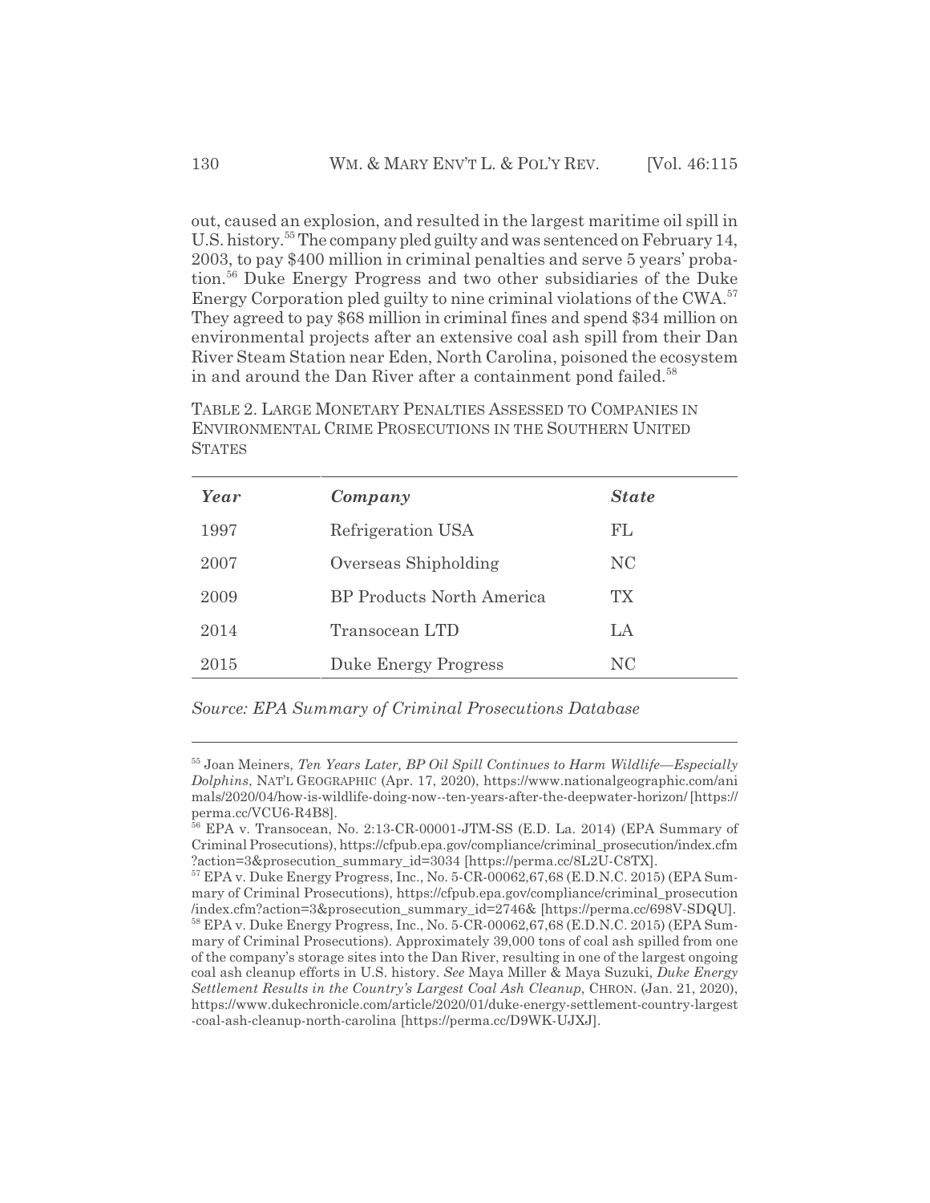out, caused an explosion, and resulted in the largest maritime oil spill in U.S. history.[55] The company pled guilty and was sentenced on February 14, 2003, to pay $400 million in criminal penalties and serve 5 years' probation.[56] Duke Energy Progress and two other subsidiaries of the Duke Energy Corporation pled guilty to nine criminal violations of the CWA.[57] They agreed to pay $68 million in criminal fines and spend $34 million on environmental projects after an extensive coal ash spill from their Dan River Steam Station near Eden, North Carolina, poisoned the ecosystem in and around the Dan River after a containment pond failed.[58]

TABLE 2. LARGE MONETARY PENALTIES ASSESSED TO COMPANIES IN ENVIRONMENTAL CRIME PROSECUTIONS IN THE SOUTHERN UNITED STATES

| *Year* | *Company* | *State* |
|---|---|---|
| 1997 | Refrigeration USA | FL |
| 2007 | Overseas Shipholding | NC |
| 2009 | BP Products North America | TX |
| 2014 | Transocean LTD | LA |
| 2015 | Duke Energy Progress | NC |

*Source: EPA Summary of Criminal Prosecutions Database*

---

[55] Joan Meiners, *Ten Years Later, BP Oil Spill Continues to Harm Wildlife—Especially Dolphins*, NAT'L GEOGRAPHIC (Apr. 17, 2020), https://www.nationalgeographic.com/animals/2020/04/how-is-wildlife-doing-now--ten-years-after-the-deepwater-horizon/ [https://perma.cc/VCU6-R4B8].

[56] EPA v. Transocean, No. 2:13-CR-00001-JTM-SS (E.D. La. 2014) (EPA Summary of Criminal Prosecutions), https://cfpub.epa.gov/compliance/criminal_prosecution/index.cfm?action=3&prosecution_summary_id=3034 [https://perma.cc/8L2U-C8TX].

[57] EPA v. Duke Energy Progress, Inc., No. 5-CR-00062,67,68 (E.D.N.C. 2015) (EPA Summary of Criminal Prosecutions), https://cfpub.epa.gov/compliance/criminal_prosecution/index.cfm?action=3&prosecution_summary_id=2746& [https://perma.cc/698V-SDQU].

[58] EPA v. Duke Energy Progress, Inc., No. 5-CR-00062,67,68 (E.D.N.C. 2015) (EPA Summary of Criminal Prosecutions). Approximately 39,000 tons of coal ash spilled from one of the company's storage sites into the Dan River, resulting in one of the largest ongoing coal ash cleanup efforts in U.S. history. *See* Maya Miller & Maya Suzuki, *Duke Energy Settlement Results in the Country's Largest Coal Ash Cleanup*, CHRON. (Jan. 21, 2020), https://www.dukechronicle.com/article/2020/01/duke-energy-settlement-country-largest-coal-ash-cleanup-north-carolina [https://perma.cc/D9WK-UJXJ].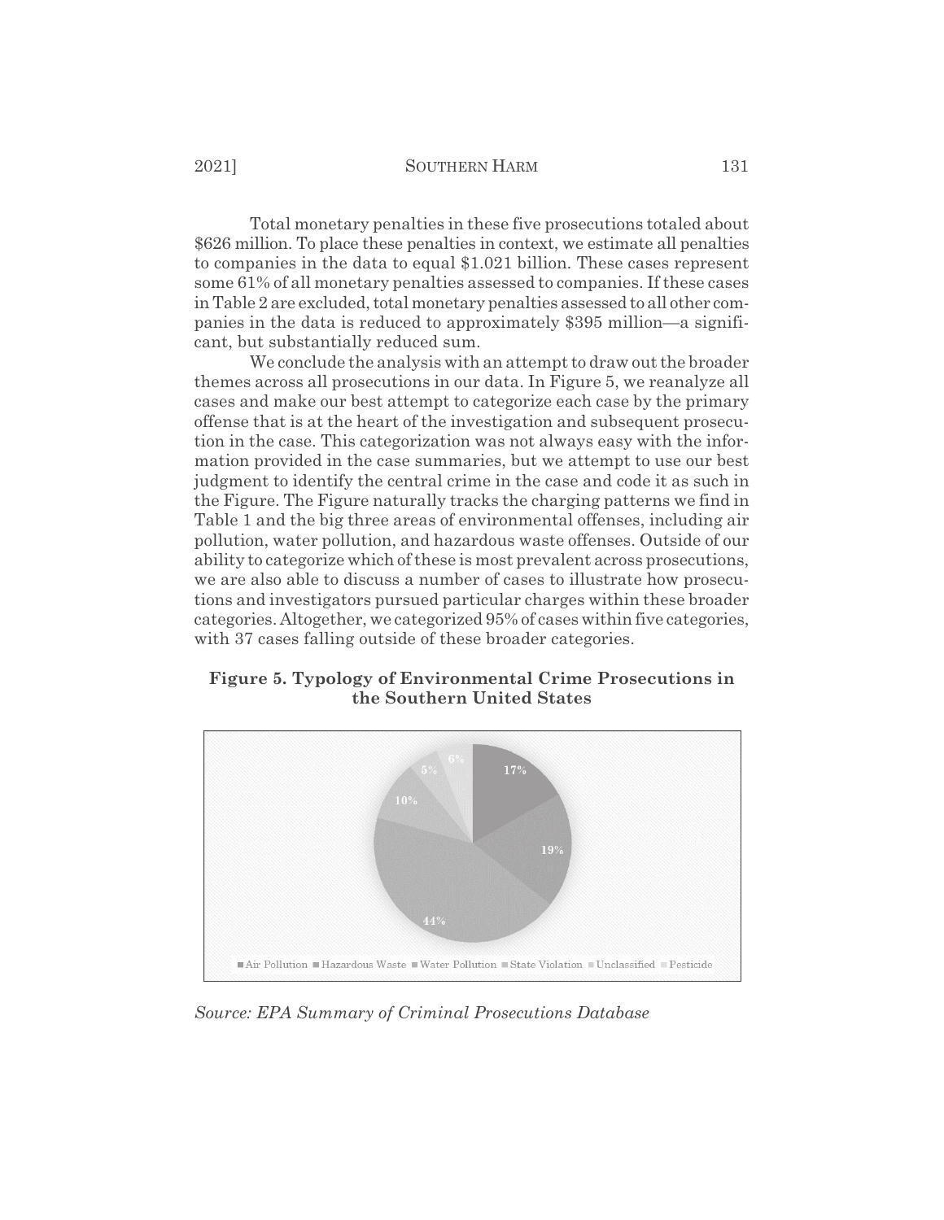Total monetary penalties in these five prosecutions totaled about $626 million. To place these penalties in context, we estimate all penalties to companies in the data to equal $1.021 billion. These cases represent some 61% of all monetary penalties assessed to companies. If these cases in Table 2 are excluded, total monetary penalties assessed to all other companies in the data is reduced to approximately $395 million—a significant, but substantially reduced sum.

We conclude the analysis with an attempt to draw out the broader themes across all prosecutions in our data. In Figure 5, we reanalyze all cases and make our best attempt to categorize each case by the primary offense that is at the heart of the investigation and subsequent prosecution in the case. This categorization was not always easy with the information provided in the case summaries, but we attempt to use our best judgment to identify the central crime in the case and code it as such in the Figure. The Figure naturally tracks the charging patterns we find in Table 1 and the big three areas of environmental offenses, including air pollution, water pollution, and hazardous waste offenses. Outside of our ability to categorize which of these is most prevalent across prosecutions, we are also able to discuss a number of cases to illustrate how prosecutions and investigators pursued particular charges within these broader categories. Altogether, we categorized 95% of cases within five categories, with 37 cases falling outside of these broader categories.

**Figure 5. Typology of Environmental Crime Prosecutions in the Southern United States**

| Category | Share |
| --- | --- |
| Air Pollution | 17% |
| Hazardous Waste | 19% |
| Water Pollution | 44% |
| State Violation | 10% |
| Unclassified | 5% |
| Pesticide | 6% |

*Source: EPA Summary of Criminal Prosecutions Database*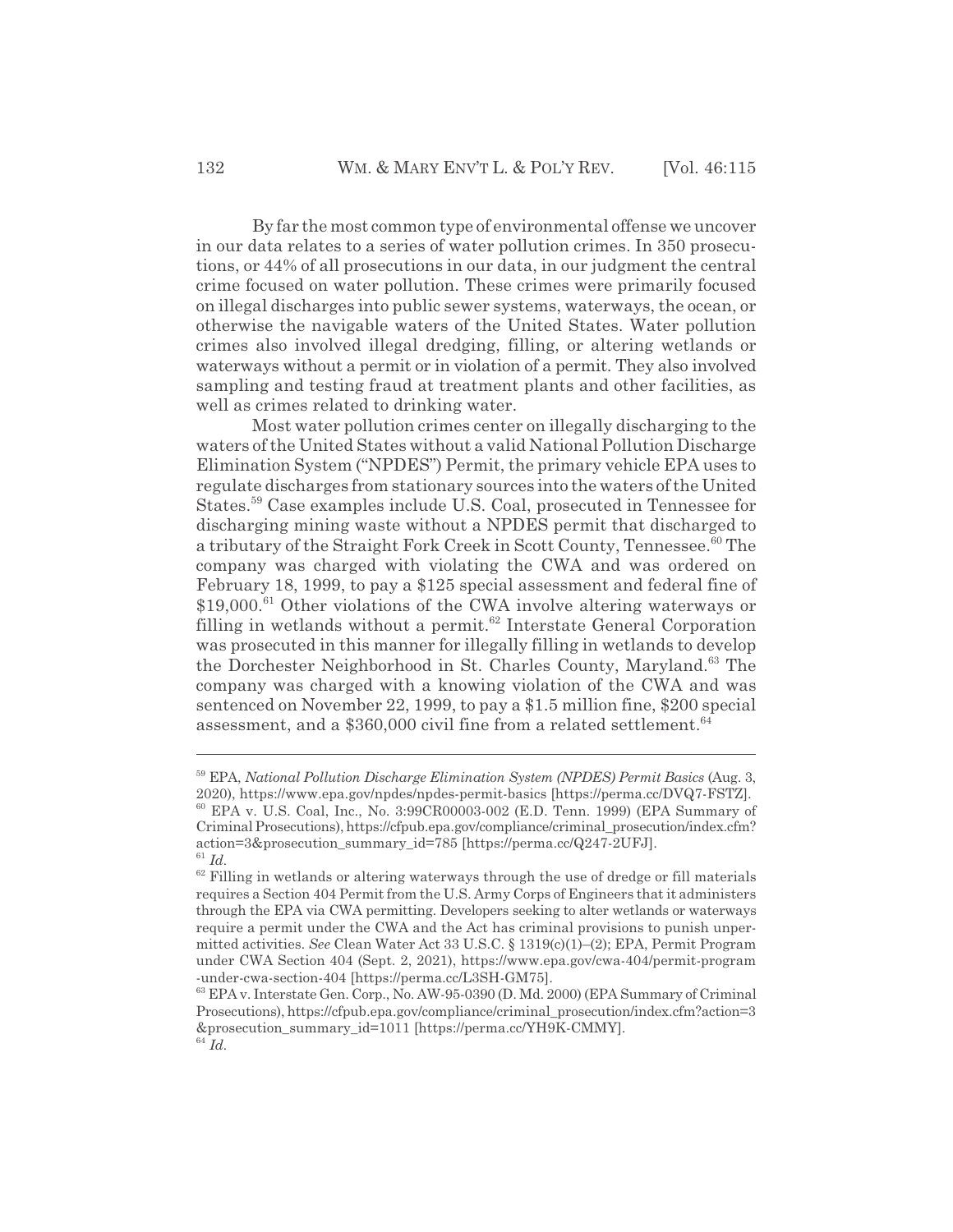By far the most common type of environmental offense we uncover in our data relates to a series of water pollution crimes. In 350 prosecutions, or 44% of all prosecutions in our data, in our judgment the central crime focused on water pollution. These crimes were primarily focused on illegal discharges into public sewer systems, waterways, the ocean, or otherwise the navigable waters of the United States. Water pollution crimes also involved illegal dredging, filling, or altering wetlands or waterways without a permit or in violation of a permit. They also involved sampling and testing fraud at treatment plants and other facilities, as well as crimes related to drinking water.

Most water pollution crimes center on illegally discharging to the waters of the United States without a valid National Pollution Discharge Elimination System ("NPDES") Permit, the primary vehicle EPA uses to regulate discharges from stationary sources into the waters of the United States.[59] Case examples include U.S. Coal, prosecuted in Tennessee for discharging mining waste without a NPDES permit that discharged to a tributary of the Straight Fork Creek in Scott County, Tennessee.[60] The company was charged with violating the CWA and was ordered on February 18, 1999, to pay a $125 special assessment and federal fine of $19,000.[61] Other violations of the CWA involve altering waterways or filling in wetlands without a permit.[62] Interstate General Corporation was prosecuted in this manner for illegally filling in wetlands to develop the Dorchester Neighborhood in St. Charles County, Maryland.[63] The company was charged with a knowing violation of the CWA and was sentenced on November 22, 1999, to pay a $1.5 million fine, $200 special assessment, and a $360,000 civil fine from a related settlement.[64]

---

[59] EPA, *National Pollution Discharge Elimination System (NPDES) Permit Basics* (Aug. 3, 2020), https://www.epa.gov/npdes/npdes-permit-basics [https://perma.cc/DVQ7-FSTZ].

[60] EPA v. U.S. Coal, Inc., No. 3:99CR00003-002 (E.D. Tenn. 1999) (EPA Summary of Criminal Prosecutions), https://cfpub.epa.gov/compliance/criminal_prosecution/index.cfm?action=3&prosecution_summary_id=785 [https://perma.cc/Q247-2UFJ].

[61] *Id.*

[62] Filling in wetlands or altering waterways through the use of dredge or fill materials requires a Section 404 Permit from the U.S. Army Corps of Engineers that it administers through the EPA via CWA permitting. Developers seeking to alter wetlands or waterways require a permit under the CWA and the Act has criminal provisions to punish unpermitted activities. *See* Clean Water Act 33 U.S.C. § 1319(c)(1)–(2); EPA, Permit Program under CWA Section 404 (Sept. 2, 2021), https://www.epa.gov/cwa-404/permit-program-under-cwa-section-404 [https://perma.cc/L3SH-GM75].

[63] EPA v. Interstate Gen. Corp., No. AW-95-0390 (D. Md. 2000) (EPA Summary of Criminal Prosecutions), https://cfpub.epa.gov/compliance/criminal_prosecution/index.cfm?action=3&prosecution_summary_id=1011 [https://perma.cc/YH9K-CMMY].

[64] *Id.*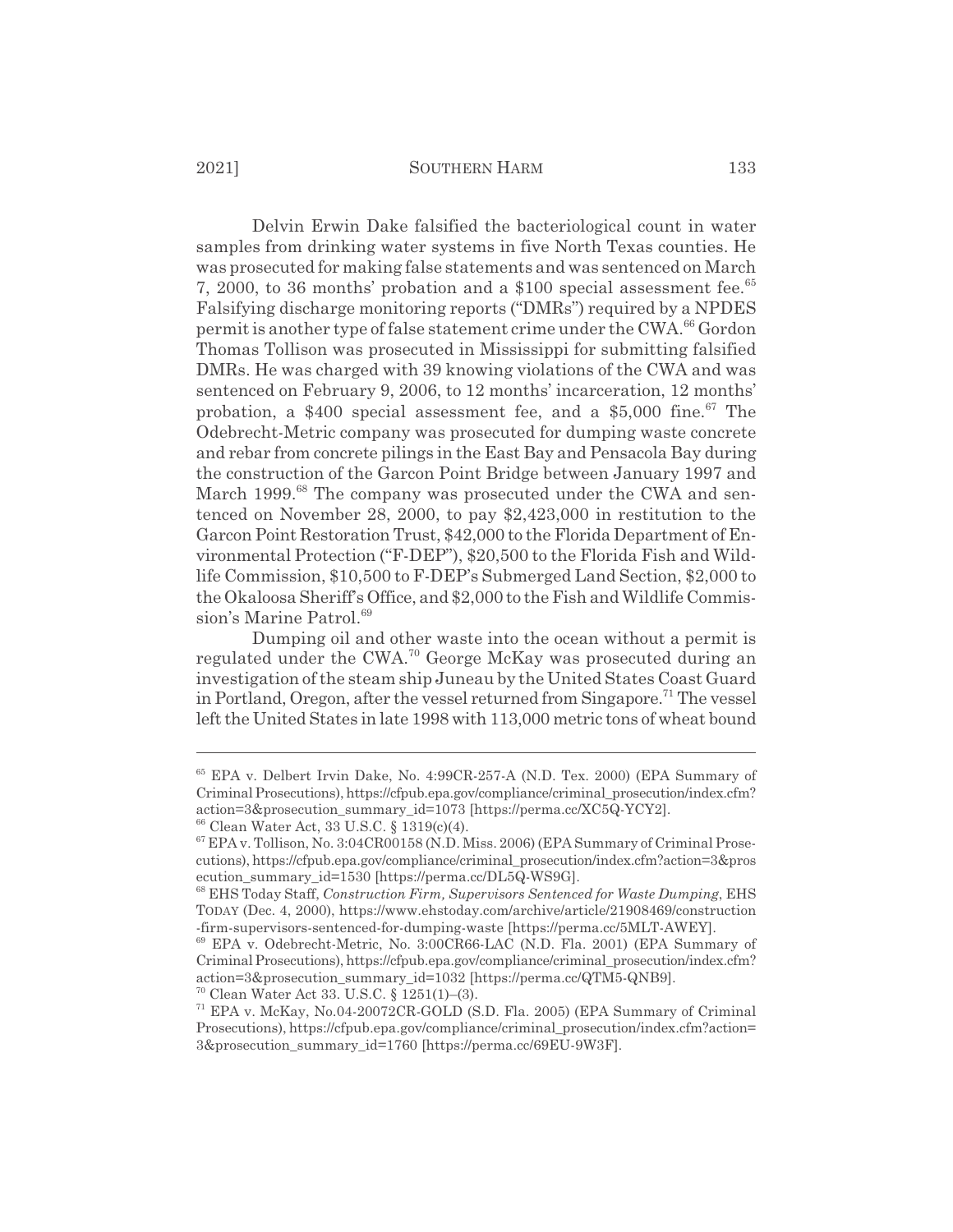Delvin Erwin Dake falsified the bacteriological count in water samples from drinking water systems in five North Texas counties. He was prosecuted for making false statements and was sentenced on March 7, 2000, to 36 months' probation and a $100 special assessment fee.[65] Falsifying discharge monitoring reports ("DMRs") required by a NPDES permit is another type of false statement crime under the CWA.[66] Gordon Thomas Tollison was prosecuted in Mississippi for submitting falsified DMRs. He was charged with 39 knowing violations of the CWA and was sentenced on February 9, 2006, to 12 months' incarceration, 12 months' probation, a $400 special assessment fee, and a $5,000 fine.[67] The Odebrecht-Metric company was prosecuted for dumping waste concrete and rebar from concrete pilings in the East Bay and Pensacola Bay during the construction of the Garcon Point Bridge between January 1997 and March 1999.[68] The company was prosecuted under the CWA and sentenced on November 28, 2000, to pay $2,423,000 in restitution to the Garcon Point Restoration Trust, $42,000 to the Florida Department of Environmental Protection ("F-DEP"), $20,500 to the Florida Fish and Wildlife Commission, $10,500 to F-DEP's Submerged Land Section, $2,000 to the Okaloosa Sheriff's Office, and $2,000 to the Fish and Wildlife Commission's Marine Patrol.[69]

Dumping oil and other waste into the ocean without a permit is regulated under the CWA.[70] George McKay was prosecuted during an investigation of the steam ship Juneau by the United States Coast Guard in Portland, Oregon, after the vessel returned from Singapore.[71] The vessel left the United States in late 1998 with 113,000 metric tons of wheat bound

---

[65] EPA v. Delbert Irvin Dake, No. 4:99CR-257-A (N.D. Tex. 2000) (EPA Summary of Criminal Prosecutions), https://cfpub.epa.gov/compliance/criminal_prosecution/index.cfm?action=3&prosecution_summary_id=1073 [https://perma.cc/XC5Q-YCY2].

[66] Clean Water Act, 33 U.S.C. § 1319(c)(4).

[67] EPA v. Tollison, No. 3:04CR00158 (N.D. Miss. 2006) (EPA Summary of Criminal Prosecutions), https://cfpub.epa.gov/compliance/criminal_prosecution/index.cfm?action=3&prosecution_summary_id=1530 [https://perma.cc/DL5Q-WS9G].

[68] EHS Today Staff, *Construction Firm, Supervisors Sentenced for Waste Dumping*, EHS TODAY (Dec. 4, 2000), https://www.ehstoday.com/archive/article/21908469/construction-firm-supervisors-sentenced-for-dumping-waste [https://perma.cc/5MLT-AWEY].

[69] EPA v. Odebrecht-Metric, No. 3:00CR66-LAC (N.D. Fla. 2001) (EPA Summary of Criminal Prosecutions), https://cfpub.epa.gov/compliance/criminal_prosecution/index.cfm?action=3&prosecution_summary_id=1032 [https://perma.cc/QTM5-QNB9].

[70] Clean Water Act 33. U.S.C. § 1251(1)–(3).

[71] EPA v. McKay, No.04-20072CR-GOLD (S.D. Fla. 2005) (EPA Summary of Criminal Prosecutions), https://cfpub.epa.gov/compliance/criminal_prosecution/index.cfm?action=3&prosecution_summary_id=1760 [https://perma.cc/69EU-9W3F].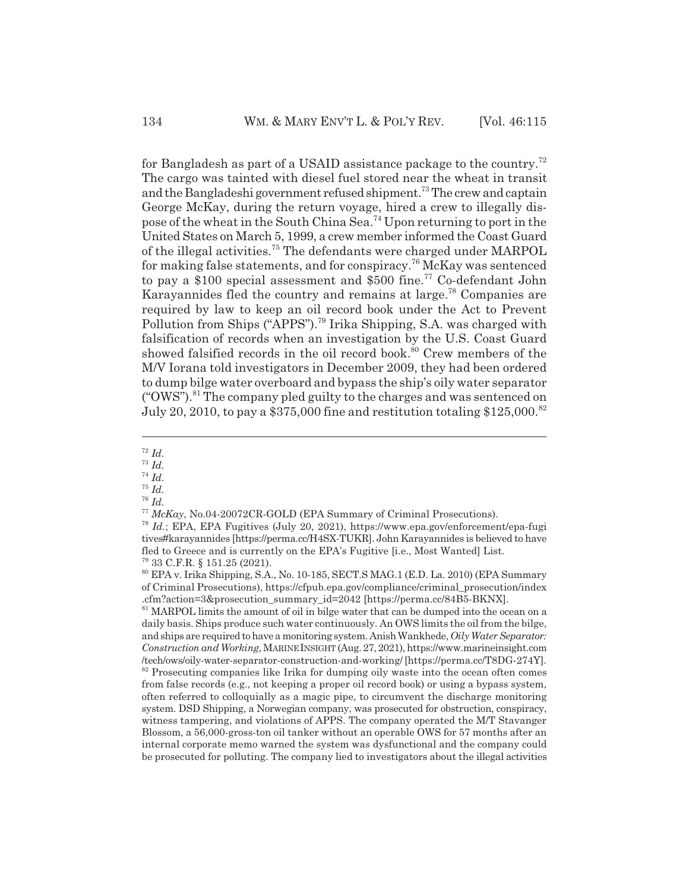for Bangladesh as part of a USAID assistance package to the country.[72] The cargo was tainted with diesel fuel stored near the wheat in transit and the Bangladeshi government refused shipment.[73] The crew and captain George McKay, during the return voyage, hired a crew to illegally dispose of the wheat in the South China Sea.[74] Upon returning to port in the United States on March 5, 1999, a crew member informed the Coast Guard of the illegal activities.[75] The defendants were charged under MARPOL for making false statements, and for conspiracy.[76] McKay was sentenced to pay a $100 special assessment and $500 fine.[77] Co-defendant John Karayannides fled the country and remains at large.[78] Companies are required by law to keep an oil record book under the Act to Prevent Pollution from Ships ("APPS").[79] Irika Shipping, S.A. was charged with falsification of records when an investigation by the U.S. Coast Guard showed falsified records in the oil record book.[80] Crew members of the M/V Iorana told investigators in December 2009, they had been ordered to dump bilge water overboard and bypass the ship's oily water separator ("OWS").[81] The company pled guilty to the charges and was sentenced on July 20, 2010, to pay a $375,000 fine and restitution totaling $125,000.[82]

---

[72] *Id.*

[73] *Id.*

[74] *Id.*

[75] *Id.*

[76] *Id.*

[77] *McKay*, No.04-20072CR-GOLD (EPA Summary of Criminal Prosecutions).

[78] *Id.*; EPA, EPA Fugitives (July 20, 2021), https://www.epa.gov/enforcement/epa-fugitives#karayannides [https://perma.cc/H4SX-TUKR]. John Karayannides is believed to have fled to Greece and is currently on the EPA's Fugitive [i.e., Most Wanted] List.

[79] 33 C.F.R. § 151.25 (2021).

[80] EPA v. Irika Shipping, S.A., No. 10-185, SECT.S MAG.1 (E.D. La. 2010) (EPA Summary of Criminal Prosecutions), https://cfpub.epa.gov/compliance/criminal_prosecution/index.cfm?action=3&prosecution_summary_id=2042 [https://perma.cc/84B5-BKNX].

[81] MARPOL limits the amount of oil in bilge water that can be dumped into the ocean on a daily basis. Ships produce such water continuously. An OWS limits the oil from the bilge, and ships are required to have a monitoring system. Anish Wankhede, *Oily Water Separator: Construction and Working*, MARINE INSIGHT (Aug. 27, 2021), https://www.marineinsight.com/tech/ows/oily-water-separator-construction-and-working/ [https://perma.cc/T8DG-274Y].

[82] Prosecuting companies like Irika for dumping oily waste into the ocean often comes from false records (e.g., not keeping a proper oil record book) or using a bypass system, often referred to colloquially as a magic pipe, to circumvent the discharge monitoring system. DSD Shipping, a Norwegian company, was prosecuted for obstruction, conspiracy, witness tampering, and violations of APPS. The company operated the M/T Stavanger Blossom, a 56,000-gross-ton oil tanker without an operable OWS for 57 months after an internal corporate memo warned the system was dysfunctional and the company could be prosecuted for polluting. The company lied to investigators about the illegal activities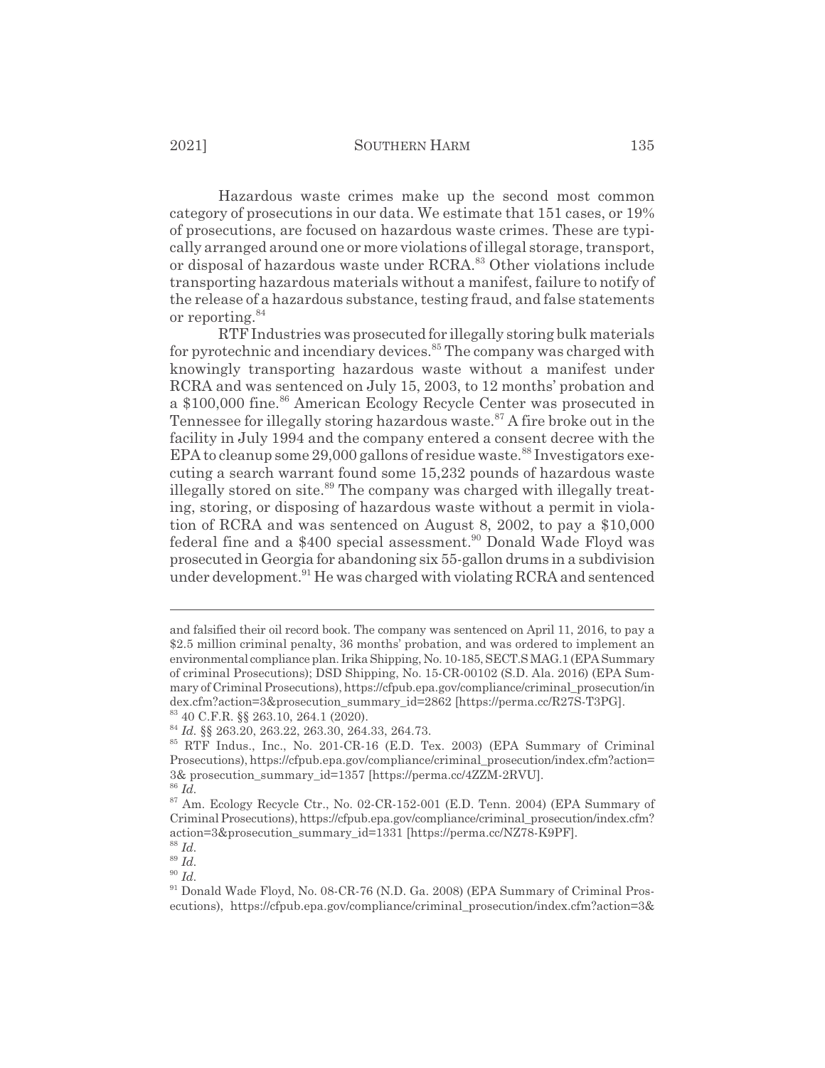Hazardous waste crimes make up the second most common category of prosecutions in our data. We estimate that 151 cases, or 19% of prosecutions, are focused on hazardous waste crimes. These are typically arranged around one or more violations of illegal storage, transport, or disposal of hazardous waste under RCRA.[83] Other violations include transporting hazardous materials without a manifest, failure to notify of the release of a hazardous substance, testing fraud, and false statements or reporting.[84]

RTF Industries was prosecuted for illegally storing bulk materials for pyrotechnic and incendiary devices.[85] The company was charged with knowingly transporting hazardous waste without a manifest under RCRA and was sentenced on July 15, 2003, to 12 months' probation and a $100,000 fine.[86] American Ecology Recycle Center was prosecuted in Tennessee for illegally storing hazardous waste.[87] A fire broke out in the facility in July 1994 and the company entered a consent decree with the EPA to cleanup some 29,000 gallons of residue waste.[88] Investigators executing a search warrant found some 15,232 pounds of hazardous waste illegally stored on site.[89] The company was charged with illegally treating, storing, or disposing of hazardous waste without a permit in violation of RCRA and was sentenced on August 8, 2002, to pay a $10,000 federal fine and a $400 special assessment.[90] Donald Wade Floyd was prosecuted in Georgia for abandoning six 55-gallon drums in a subdivision under development.[91] He was charged with violating RCRA and sentenced

---

and falsified their oil record book. The company was sentenced on April 11, 2016, to pay a $2.5 million criminal penalty, 36 months' probation, and was ordered to implement an environmental compliance plan. Irika Shipping, No. 10-185, SECT.S MAG.1 (EPA Summary of criminal Prosecutions); DSD Shipping, No. 15-CR-00102 (S.D. Ala. 2016) (EPA Summary of Criminal Prosecutions), https://cfpub.epa.gov/compliance/criminal_prosecution/index.cfm?action=3&prosecution_summary_id=2862 [https://perma.cc/R27S-T3PG].

[83] 40 C.F.R. §§ 263.10, 264.1 (2020).

[84] *Id.* §§ 263.20, 263.22, 263.30, 264.33, 264.73.

[85] RTF Indus., Inc., No. 201-CR-16 (E.D. Tex. 2003) (EPA Summary of Criminal Prosecutions), https://cfpub.epa.gov/compliance/criminal_prosecution/index.cfm?action=3& prosecution_summary_id=1357 [https://perma.cc/4ZZM-2RVU].

[86] *Id.*

[87] Am. Ecology Recycle Ctr., No. 02-CR-152-001 (E.D. Tenn. 2004) (EPA Summary of Criminal Prosecutions), https://cfpub.epa.gov/compliance/criminal_prosecution/index.cfm?action=3&prosecution_summary_id=1331 [https://perma.cc/NZ78-K9PF].

[88] *Id.*

[89] *Id.*

[90] *Id.*

[91] Donald Wade Floyd, No. 08-CR-76 (N.D. Ga. 2008) (EPA Summary of Criminal Prosecutions), https://cfpub.epa.gov/compliance/criminal_prosecution/index.cfm?action=3&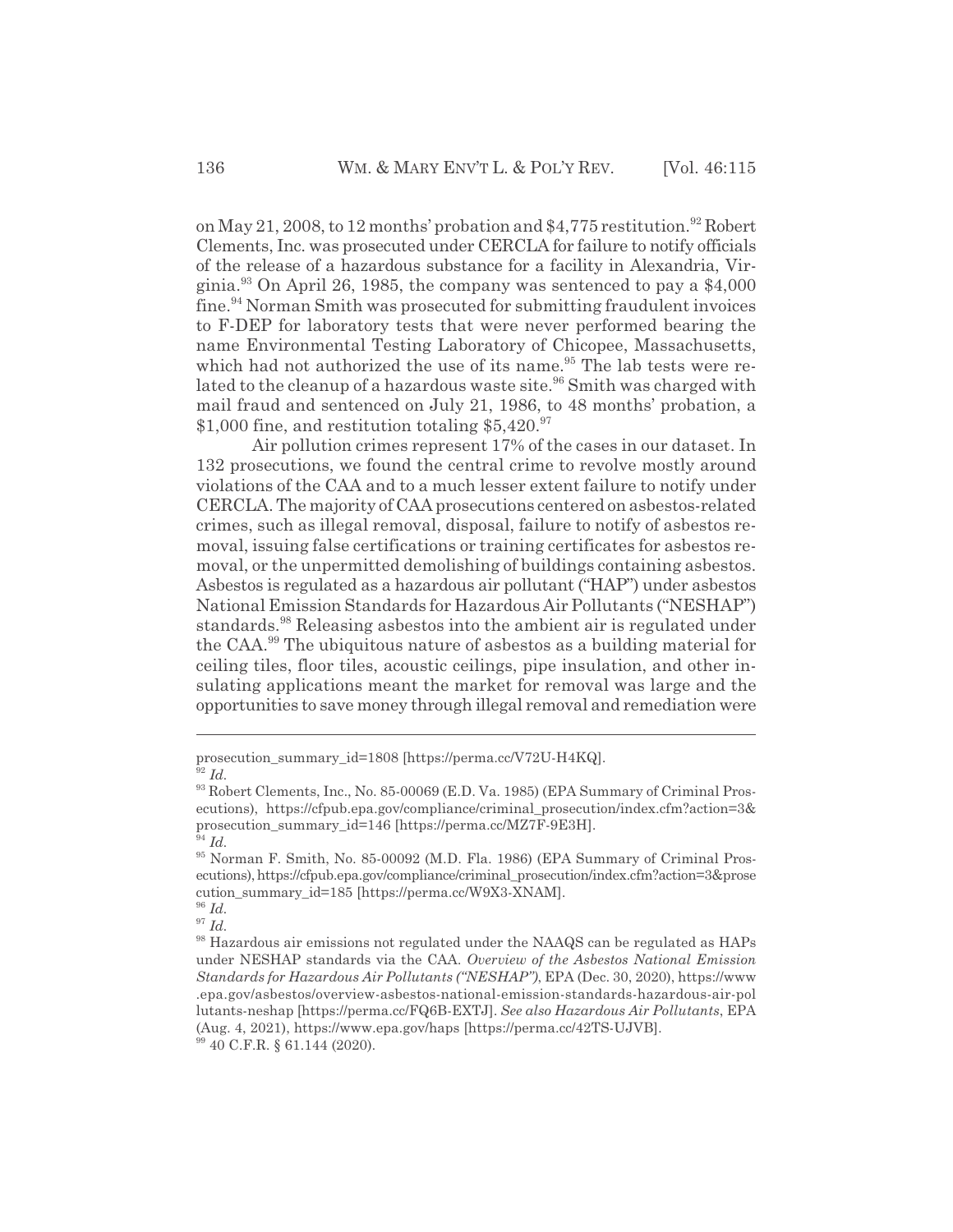on May 21, 2008, to 12 months' probation and $4,775 restitution.[92] Robert Clements, Inc. was prosecuted under CERCLA for failure to notify officials of the release of a hazardous substance for a facility in Alexandria, Virginia.[93] On April 26, 1985, the company was sentenced to pay a $4,000 fine.[94] Norman Smith was prosecuted for submitting fraudulent invoices to F-DEP for laboratory tests that were never performed bearing the name Environmental Testing Laboratory of Chicopee, Massachusetts, which had not authorized the use of its name.[95] The lab tests were related to the cleanup of a hazardous waste site.[96] Smith was charged with mail fraud and sentenced on July 21, 1986, to 48 months' probation, a $1,000 fine, and restitution totaling $5,420.[97]

Air pollution crimes represent 17% of the cases in our dataset. In 132 prosecutions, we found the central crime to revolve mostly around violations of the CAA and to a much lesser extent failure to notify under CERCLA. The majority of CAA prosecutions centered on asbestos-related crimes, such as illegal removal, disposal, failure to notify of asbestos removal, issuing false certifications or training certificates for asbestos removal, or the unpermitted demolishing of buildings containing asbestos. Asbestos is regulated as a hazardous air pollutant ("HAP") under asbestos National Emission Standards for Hazardous Air Pollutants ("NESHAP") standards.[98] Releasing asbestos into the ambient air is regulated under the CAA.[99] The ubiquitous nature of asbestos as a building material for ceiling tiles, floor tiles, acoustic ceilings, pipe insulation, and other insulating applications meant the market for removal was large and the opportunities to save money through illegal removal and remediation were

---

prosecution_summary_id=1808 [https://perma.cc/V72U-H4KQ].

[92] *Id.*

[93] Robert Clements, Inc., No. 85-00069 (E.D. Va. 1985) (EPA Summary of Criminal Prosecutions), https://cfpub.epa.gov/compliance/criminal_prosecution/index.cfm?action=3&prosecution_summary_id=146 [https://perma.cc/MZ7F-9E3H].

[94] *Id.*

[95] Norman F. Smith, No. 85-00092 (M.D. Fla. 1986) (EPA Summary of Criminal Prosecutions), https://cfpub.epa.gov/compliance/criminal_prosecution/index.cfm?action=3&prosecution_summary_id=185 [https://perma.cc/W9X3-XNAM].

[96] *Id.*

[97] *Id.*

[98] Hazardous air emissions not regulated under the NAAQS can be regulated as HAPs under NESHAP standards via the CAA. *Overview of the Asbestos National Emission Standards for Hazardous Air Pollutants ("NESHAP")*, EPA (Dec. 30, 2020), https://www.epa.gov/asbestos/overview-asbestos-national-emission-standards-hazardous-air-pollutants-neshap [https://perma.cc/FQ6B-EXTJ]. *See also Hazardous Air Pollutants*, EPA (Aug. 4, 2021), https://www.epa.gov/haps [https://perma.cc/42TS-UJVB].

[99] 40 C.F.R. § 61.144 (2020).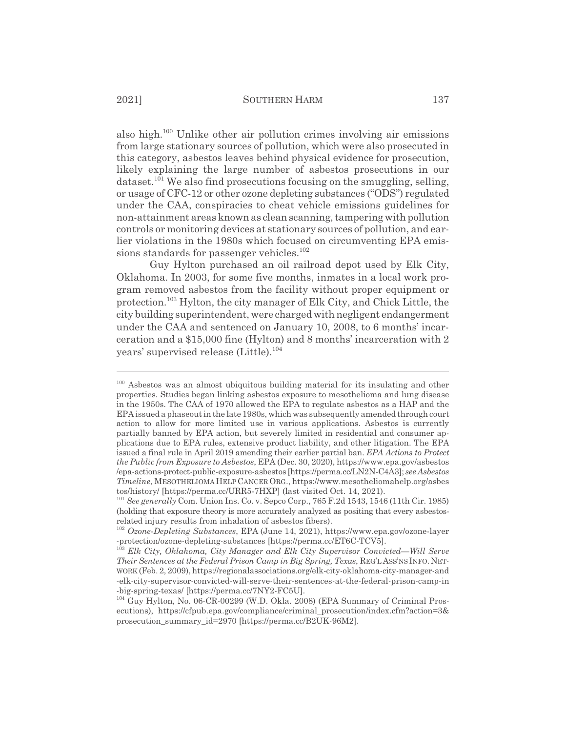also high.[100] Unlike other air pollution crimes involving air emissions from large stationary sources of pollution, which were also prosecuted in this category, asbestos leaves behind physical evidence for prosecution, likely explaining the large number of asbestos prosecutions in our dataset.[101] We also find prosecutions focusing on the smuggling, selling, or usage of CFC-12 or other ozone depleting substances ("ODS") regulated under the CAA, conspiracies to cheat vehicle emissions guidelines for non-attainment areas known as clean scanning, tampering with pollution controls or monitoring devices at stationary sources of pollution, and earlier violations in the 1980s which focused on circumventing EPA emissions standards for passenger vehicles.[102]

Guy Hylton purchased an oil railroad depot used by Elk City, Oklahoma. In 2003, for some five months, inmates in a local work program removed asbestos from the facility without proper equipment or protection.[103] Hylton, the city manager of Elk City, and Chick Little, the city building superintendent, were charged with negligent endangerment under the CAA and sentenced on January 10, 2008, to 6 months' incarceration and a $15,000 fine (Hylton) and 8 months' incarceration with 2 years' supervised release (Little).[104]

---

[100] Asbestos was an almost ubiquitous building material for its insulating and other properties. Studies began linking asbestos exposure to mesothelioma and lung disease in the 1950s. The CAA of 1970 allowed the EPA to regulate asbestos as a HAP and the EPA issued a phaseout in the late 1980s, which was subsequently amended through court action to allow for more limited use in various applications. Asbestos is currently partially banned by EPA action, but severely limited in residential and consumer applications due to EPA rules, extensive product liability, and other litigation. The EPA issued a final rule in April 2019 amending their earlier partial ban. *EPA Actions to Protect the Public from Exposure to Asbestos*, EPA (Dec. 30, 2020), https://www.epa.gov/asbestos/epa-actions-protect-public-exposure-asbestos [https://perma.cc/LN2N-C4A3]; *see Asbestos Timeline*, MESOTHELIOMA HELP CANCER ORG., https://www.mesotheliomahelp.org/asbestos/history/ [https://perma.cc/URR5-7HXP] (last visited Oct. 14, 2021).

[101] *See generally* Com. Union Ins. Co. v. Sepco Corp., 765 F.2d 1543, 1546 (11th Cir. 1985) (holding that exposure theory is more accurately analyzed as positing that every asbestos-related injury results from inhalation of asbestos fibers).

[102] *Ozone-Depleting Substances*, EPA (June 14, 2021), https://www.epa.gov/ozone-layer-protection/ozone-depleting-substances [https://perma.cc/ET6C-TCV5].

[103] *Elk City, Oklahoma, City Manager and Elk City Supervisor Convicted—Will Serve Their Sentences at the Federal Prison Camp in Big Spring, Texas*, REG'L ASS'NS INFO. NETWORK (Feb. 2, 2009), https://regionalassociations.org/elk-city-oklahoma-city-manager-and-elk-city-supervisor-convicted-will-serve-their-sentences-at-the-federal-prison-camp-in-big-spring-texas/ [https://perma.cc/7NY2-FC5U].

[104] Guy Hylton, No. 06-CR-00299 (W.D. Okla. 2008) (EPA Summary of Criminal Prosecutions), https://cfpub.epa.gov/compliance/criminal_prosecution/index.cfm?action=3&prosecution_summary_id=2970 [https://perma.cc/B2UK-96M2].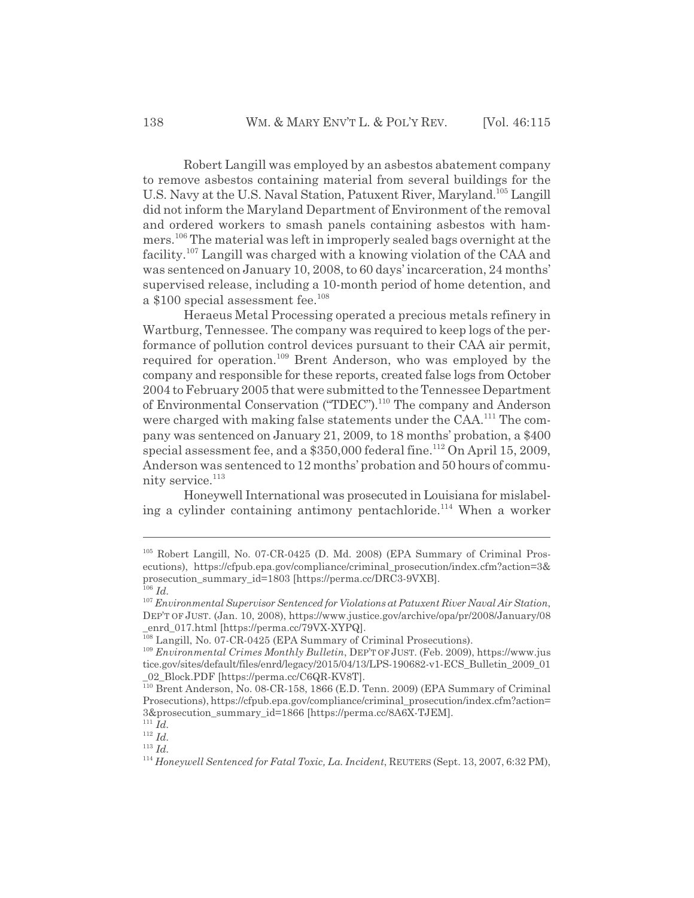Robert Langill was employed by an asbestos abatement company to remove asbestos containing material from several buildings for the U.S. Navy at the U.S. Naval Station, Patuxent River, Maryland.[105] Langill did not inform the Maryland Department of Environment of the removal and ordered workers to smash panels containing asbestos with hammers.[106] The material was left in improperly sealed bags overnight at the facility.[107] Langill was charged with a knowing violation of the CAA and was sentenced on January 10, 2008, to 60 days' incarceration, 24 months' supervised release, including a 10-month period of home detention, and a $100 special assessment fee.[108]

Heraeus Metal Processing operated a precious metals refinery in Wartburg, Tennessee. The company was required to keep logs of the performance of pollution control devices pursuant to their CAA air permit, required for operation.[109] Brent Anderson, who was employed by the company and responsible for these reports, created false logs from October 2004 to February 2005 that were submitted to the Tennessee Department of Environmental Conservation ("TDEC").[110] The company and Anderson were charged with making false statements under the CAA.[111] The company was sentenced on January 21, 2009, to 18 months' probation, a $400 special assessment fee, and a $350,000 federal fine.[112] On April 15, 2009, Anderson was sentenced to 12 months' probation and 50 hours of community service.[113]

Honeywell International was prosecuted in Louisiana for mislabeling a cylinder containing antimony pentachloride.[114] When a worker

---

[105] Robert Langill, No. 07-CR-0425 (D. Md. 2008) (EPA Summary of Criminal Prosecutions), https://cfpub.epa.gov/compliance/criminal_prosecution/index.cfm?action=3&prosecution_summary_id=1803 [https://perma.cc/DRC3-9VXB].

[106] *Id.*

[107] *Environmental Supervisor Sentenced for Violations at Patuxent River Naval Air Station*, DEP'T OF JUST. (Jan. 10, 2008), https://www.justice.gov/archive/opa/pr/2008/January/08_enrd_017.html [https://perma.cc/79VX-XYPQ].

[108] Langill, No. 07-CR-0425 (EPA Summary of Criminal Prosecutions).

[109] *Environmental Crimes Monthly Bulletin*, DEP'T OF JUST. (Feb. 2009), https://www.justice.gov/sites/default/files/enrd/legacy/2015/04/13/LPS-190682-v1-ECS_Bulletin_2009_01_02_Block.PDF [https://perma.cc/C6QR-KV8T].

[110] Brent Anderson, No. 08-CR-158, 1866 (E.D. Tenn. 2009) (EPA Summary of Criminal Prosecutions), https://cfpub.epa.gov/compliance/criminal_prosecution/index.cfm?action=3&prosecution_summary_id=1866 [https://perma.cc/8A6X-TJEM].

[111] *Id.*

[112] *Id.*

[113] *Id.*

[114] *Honeywell Sentenced for Fatal Toxic, La. Incident*, REUTERS (Sept. 13, 2007, 6:32 PM),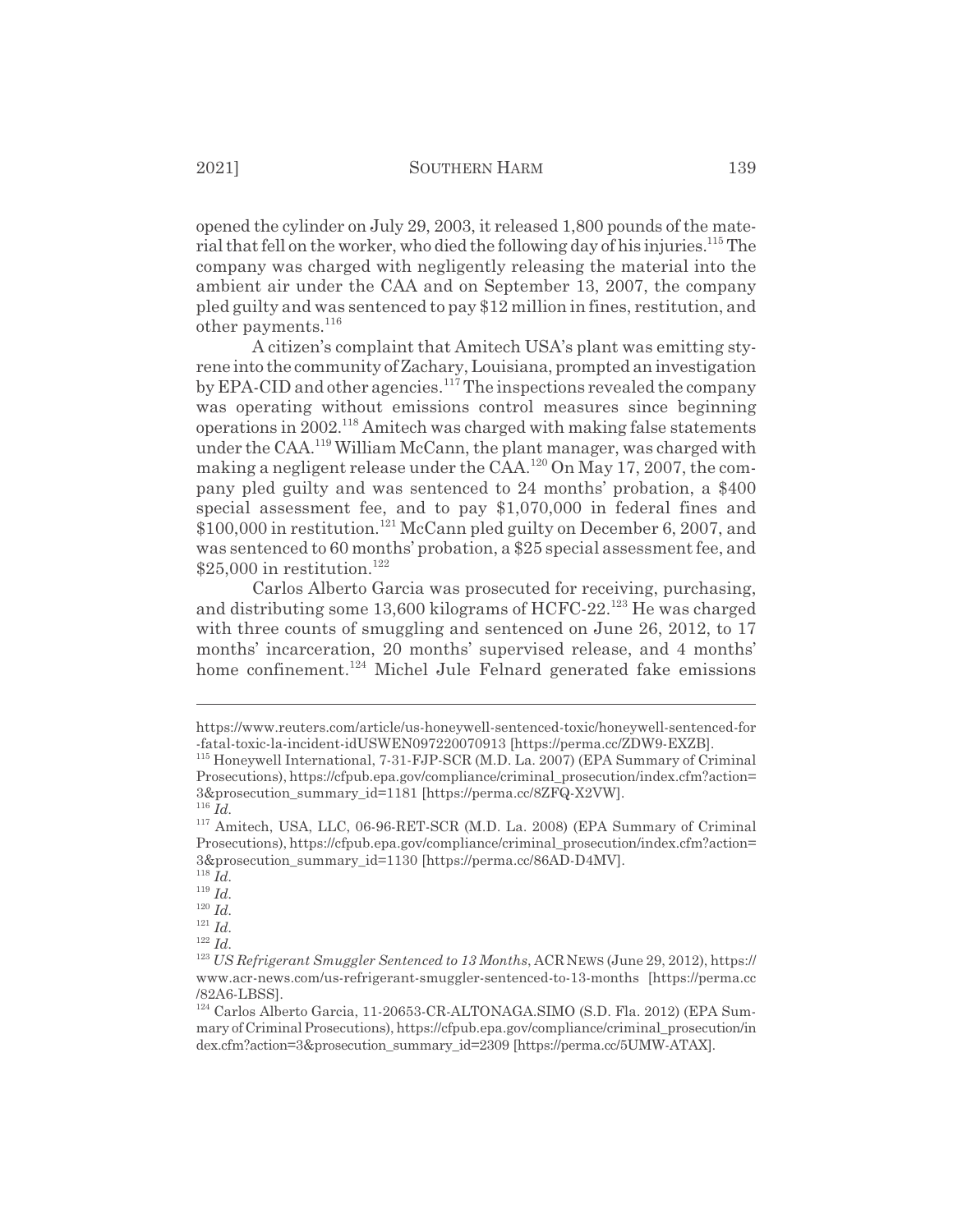opened the cylinder on July 29, 2003, it released 1,800 pounds of the material that fell on the worker, who died the following day of his injuries.[115] The company was charged with negligently releasing the material into the ambient air under the CAA and on September 13, 2007, the company pled guilty and was sentenced to pay $12 million in fines, restitution, and other payments.[116]

A citizen's complaint that Amitech USA's plant was emitting styrene into the community of Zachary, Louisiana, prompted an investigation by EPA-CID and other agencies.[117] The inspections revealed the company was operating without emissions control measures since beginning operations in 2002.[118] Amitech was charged with making false statements under the CAA.[119] William McCann, the plant manager, was charged with making a negligent release under the CAA.[120] On May 17, 2007, the company pled guilty and was sentenced to 24 months' probation, a $400 special assessment fee, and to pay $1,070,000 in federal fines and $100,000 in restitution.[121] McCann pled guilty on December 6, 2007, and was sentenced to 60 months' probation, a $25 special assessment fee, and $25,000 in restitution.[122]

Carlos Alberto Garcia was prosecuted for receiving, purchasing, and distributing some 13,600 kilograms of HCFC-22.[123] He was charged with three counts of smuggling and sentenced on June 26, 2012, to 17 months' incarceration, 20 months' supervised release, and 4 months' home confinement.[124] Michel Jule Felnard generated fake emissions

---

https://www.reuters.com/article/us-honeywell-sentenced-toxic/honeywell-sentenced-for-fatal-toxic-la-incident-idUSWEN097220070913 [https://perma.cc/ZDW9-EXZB].

[115] Honeywell International, 7-31-FJP-SCR (M.D. La. 2007) (EPA Summary of Criminal Prosecutions), https://cfpub.epa.gov/compliance/criminal_prosecution/index.cfm?action=3&prosecution_summary_id=1181 [https://perma.cc/8ZFQ-X2VW].

[116] *Id.*

[117] Amitech, USA, LLC, 06-96-RET-SCR (M.D. La. 2008) (EPA Summary of Criminal Prosecutions), https://cfpub.epa.gov/compliance/criminal_prosecution/index.cfm?action=3&prosecution_summary_id=1130 [https://perma.cc/86AD-D4MV].

[118] *Id.*

[119] *Id.*

[120] *Id.*

[121] *Id.*

[122] *Id.*

[123] *US Refrigerant Smuggler Sentenced to 13 Months*, ACR NEWS (June 29, 2012), https://www.acr-news.com/us-refrigerant-smuggler-sentenced-to-13-months [https://perma.cc/82A6-LBSS].

[124] Carlos Alberto Garcia, 11-20653-CR-ALTONAGA.SIMO (S.D. Fla. 2012) (EPA Summary of Criminal Prosecutions), https://cfpub.epa.gov/compliance/criminal_prosecution/index.cfm?action=3&prosecution_summary_id=2309 [https://perma.cc/5UMW-ATAX].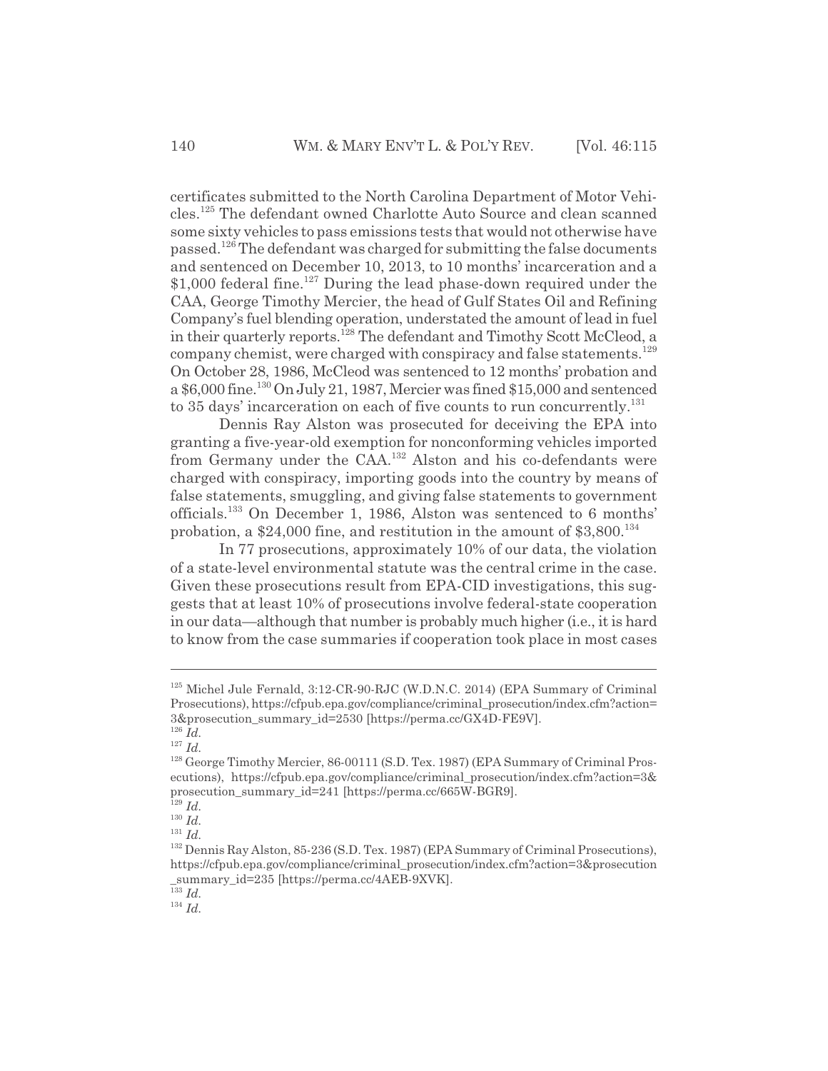certificates submitted to the North Carolina Department of Motor Vehicles.[125] The defendant owned Charlotte Auto Source and clean scanned some sixty vehicles to pass emissions tests that would not otherwise have passed.[126] The defendant was charged for submitting the false documents and sentenced on December 10, 2013, to 10 months' incarceration and a $1,000 federal fine.[127] During the lead phase-down required under the CAA, George Timothy Mercier, the head of Gulf States Oil and Refining Company's fuel blending operation, understated the amount of lead in fuel in their quarterly reports.[128] The defendant and Timothy Scott McCleod, a company chemist, were charged with conspiracy and false statements.[129] On October 28, 1986, McCleod was sentenced to 12 months' probation and a $6,000 fine.[130] On July 21, 1987, Mercier was fined $15,000 and sentenced to 35 days' incarceration on each of five counts to run concurrently.[131]

Dennis Ray Alston was prosecuted for deceiving the EPA into granting a five-year-old exemption for nonconforming vehicles imported from Germany under the CAA.[132] Alston and his co-defendants were charged with conspiracy, importing goods into the country by means of false statements, smuggling, and giving false statements to government officials.[133] On December 1, 1986, Alston was sentenced to 6 months' probation, a $24,000 fine, and restitution in the amount of $3,800.[134]

In 77 prosecutions, approximately 10% of our data, the violation of a state-level environmental statute was the central crime in the case. Given these prosecutions result from EPA-CID investigations, this suggests that at least 10% of prosecutions involve federal-state cooperation in our data—although that number is probably much higher (i.e., it is hard to know from the case summaries if cooperation took place in most cases

[125] Michel Jule Fernald, 3:12-CR-90-RJC (W.D.N.C. 2014) (EPA Summary of Criminal Prosecutions), https://cfpub.epa.gov/compliance/criminal_prosecution/index.cfm?action=3&prosecution_summary_id=2530 [https://perma.cc/GX4D-FE9V].

[126] *Id.*

[127] *Id.*

[128] George Timothy Mercier, 86-00111 (S.D. Tex. 1987) (EPA Summary of Criminal Prosecutions), https://cfpub.epa.gov/compliance/criminal_prosecution/index.cfm?action=3&prosecution_summary_id=241 [https://perma.cc/665W-BGR9].

[129] *Id.*

[130] *Id.*

[131] *Id.*

[132] Dennis Ray Alston, 85-236 (S.D. Tex. 1987) (EPA Summary of Criminal Prosecutions), https://cfpub.epa.gov/compliance/criminal_prosecution/index.cfm?action=3&prosecution_summary_id=235 [https://perma.cc/4AEB-9XVK].

[133] *Id.*

[134] *Id.*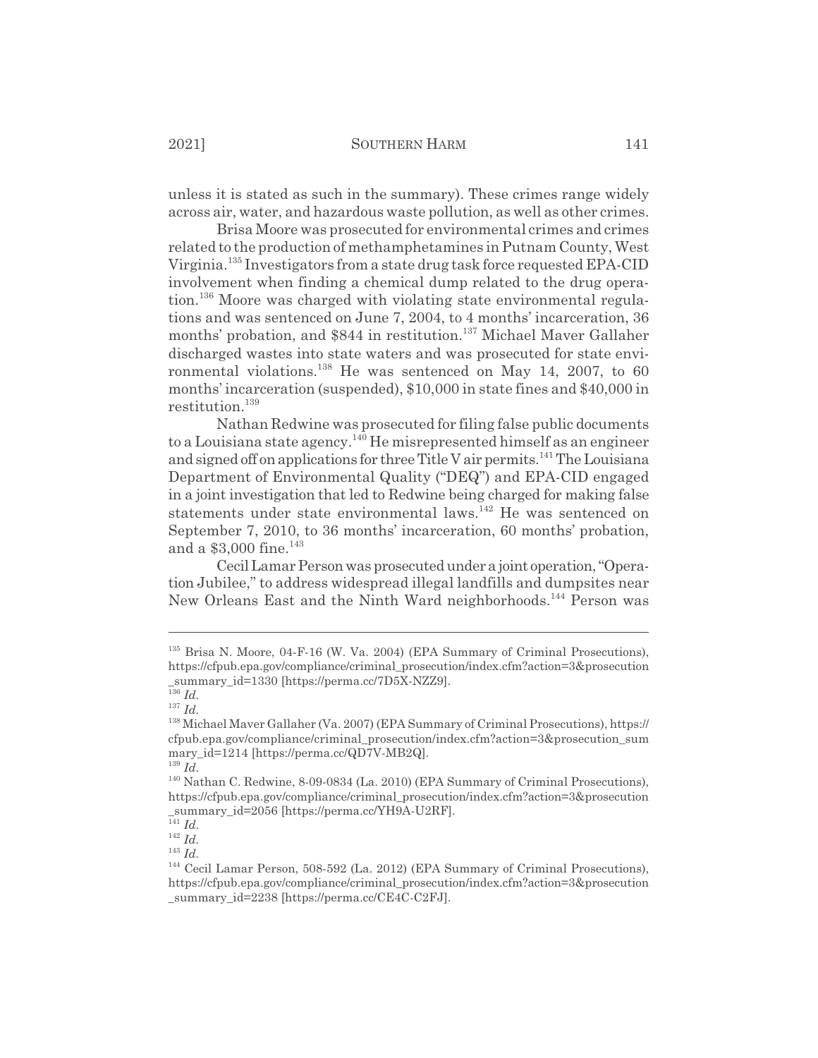unless it is stated as such in the summary). These crimes range widely across air, water, and hazardous waste pollution, as well as other crimes.

Brisa Moore was prosecuted for environmental crimes and crimes related to the production of methamphetamines in Putnam County, West Virginia.[135] Investigators from a state drug task force requested EPA-CID involvement when finding a chemical dump related to the drug operation.[136] Moore was charged with violating state environmental regulations and was sentenced on June 7, 2004, to 4 months' incarceration, 36 months' probation, and $844 in restitution.[137] Michael Maver Gallaher discharged wastes into state waters and was prosecuted for state environmental violations.[138] He was sentenced on May 14, 2007, to 60 months' incarceration (suspended), $10,000 in state fines and $40,000 in restitution.[139]

Nathan Redwine was prosecuted for filing false public documents to a Louisiana state agency.[140] He misrepresented himself as an engineer and signed off on applications for three Title V air permits.[141] The Louisiana Department of Environmental Quality ("DEQ") and EPA-CID engaged in a joint investigation that led to Redwine being charged for making false statements under state environmental laws.[142] He was sentenced on September 7, 2010, to 36 months' incarceration, 60 months' probation, and a $3,000 fine.[143]

Cecil Lamar Person was prosecuted under a joint operation, "Operation Jubilee," to address widespread illegal landfills and dumpsites near New Orleans East and the Ninth Ward neighborhoods.[144] Person was

---

[135] Brisa N. Moore, 04-F-16 (W. Va. 2004) (EPA Summary of Criminal Prosecutions), https://cfpub.epa.gov/compliance/criminal_prosecution/index.cfm?action=3&prosecution_summary_id=1330 [https://perma.cc/7D5X-NZZ9].

[136] *Id.*

[137] *Id.*

[138] Michael Maver Gallaher (Va. 2007) (EPA Summary of Criminal Prosecutions), https://cfpub.epa.gov/compliance/criminal_prosecution/index.cfm?action=3&prosecution_summary_id=1214 [https://perma.cc/QD7V-MB2Q].

[139] *Id.*

[140] Nathan C. Redwine, 8-09-0834 (La. 2010) (EPA Summary of Criminal Prosecutions), https://cfpub.epa.gov/compliance/criminal_prosecution/index.cfm?action=3&prosecution_summary_id=2056 [https://perma.cc/YH9A-U2RF].

[141] *Id.*

[142] *Id.*

[143] *Id.*

[144] Cecil Lamar Person, 508-592 (La. 2012) (EPA Summary of Criminal Prosecutions), https://cfpub.epa.gov/compliance/criminal_prosecution/index.cfm?action=3&prosecution_summary_id=2238 [https://perma.cc/CE4C-C2FJ].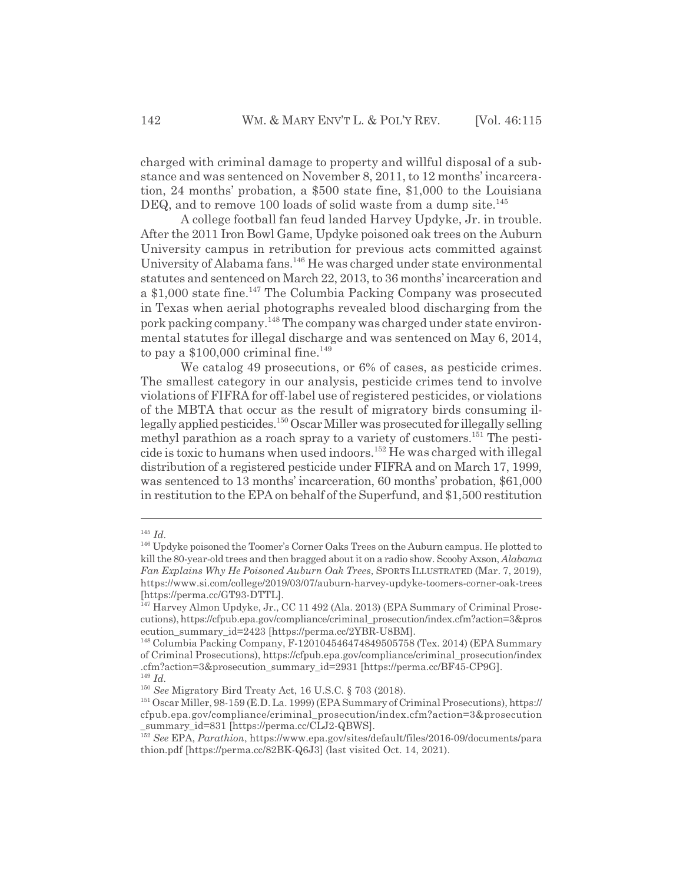charged with criminal damage to property and willful disposal of a substance and was sentenced on November 8, 2011, to 12 months' incarceration, 24 months' probation, a $500 state fine, $1,000 to the Louisiana DEQ, and to remove 100 loads of solid waste from a dump site.[145]

A college football fan feud landed Harvey Updyke, Jr. in trouble. After the 2011 Iron Bowl Game, Updyke poisoned oak trees on the Auburn University campus in retribution for previous acts committed against University of Alabama fans.[146] He was charged under state environmental statutes and sentenced on March 22, 2013, to 36 months' incarceration and a $1,000 state fine.[147] The Columbia Packing Company was prosecuted in Texas when aerial photographs revealed blood discharging from the pork packing company.[148] The company was charged under state environmental statutes for illegal discharge and was sentenced on May 6, 2014, to pay a $100,000 criminal fine.[149]

We catalog 49 prosecutions, or 6% of cases, as pesticide crimes. The smallest category in our analysis, pesticide crimes tend to involve violations of FIFRA for off-label use of registered pesticides, or violations of the MBTA that occur as the result of migratory birds consuming illegally applied pesticides.[150] Oscar Miller was prosecuted for illegally selling methyl parathion as a roach spray to a variety of customers.[151] The pesticide is toxic to humans when used indoors.[152] He was charged with illegal distribution of a registered pesticide under FIFRA and on March 17, 1999, was sentenced to 13 months' incarceration, 60 months' probation, $61,000 in restitution to the EPA on behalf of the Superfund, and $1,500 restitution

---

[145] *Id.*

[146] Updyke poisoned the Toomer's Corner Oaks Trees on the Auburn campus. He plotted to kill the 80-year-old trees and then bragged about it on a radio show. Scooby Axson, *Alabama Fan Explains Why He Poisoned Auburn Oak Trees*, SPORTS ILLUSTRATED (Mar. 7, 2019), https://www.si.com/college/2019/03/07/auburn-harvey-updyke-toomers-corner-oak-trees [https://perma.cc/GT93-DTTL].

[147] Harvey Almon Updyke, Jr., CC 11 492 (Ala. 2013) (EPA Summary of Criminal Prosecutions), https://cfpub.epa.gov/compliance/criminal_prosecution/index.cfm?action=3&prosecution_summary_id=2423 [https://perma.cc/2YBR-U8BM].

[148] Columbia Packing Company, F-120104546474849505758 (Tex. 2014) (EPA Summary of Criminal Prosecutions), https://cfpub.epa.gov/compliance/criminal_prosecution/index.cfm?action=3&prosecution_summary_id=2931 [https://perma.cc/BF45-CP9G].

[149] *Id.*

[150] *See* Migratory Bird Treaty Act, 16 U.S.C. § 703 (2018).

[151] Oscar Miller, 98-159 (E.D. La. 1999) (EPA Summary of Criminal Prosecutions), https://cfpub.epa.gov/compliance/criminal_prosecution/index.cfm?action=3&prosecution_summary_id=831 [https://perma.cc/CLJ2-QBWS].

[152] *See* EPA, *Parathion*, https://www.epa.gov/sites/default/files/2016-09/documents/parathion.pdf [https://perma.cc/82BK-Q6J3] (last visited Oct. 14, 2021).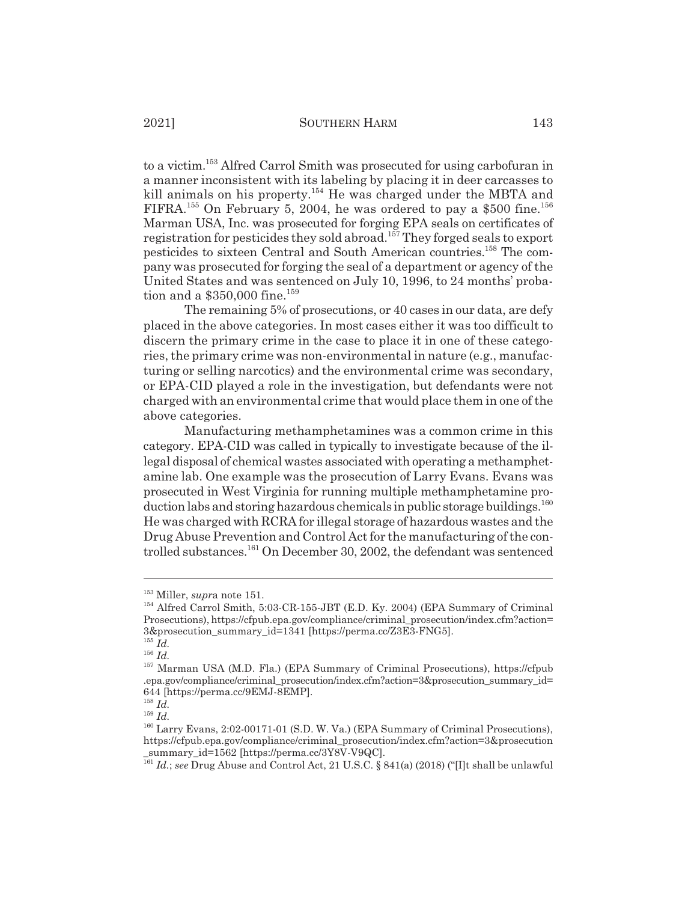to a victim.[153] Alfred Carrol Smith was prosecuted for using carbofuran in a manner inconsistent with its labeling by placing it in deer carcasses to kill animals on his property.[154] He was charged under the MBTA and FIFRA.[155] On February 5, 2004, he was ordered to pay a $500 fine.[156] Marman USA, Inc. was prosecuted for forging EPA seals on certificates of registration for pesticides they sold abroad.[157] They forged seals to export pesticides to sixteen Central and South American countries.[158] The company was prosecuted for forging the seal of a department or agency of the United States and was sentenced on July 10, 1996, to 24 months' probation and a $350,000 fine.[159]

The remaining 5% of prosecutions, or 40 cases in our data, are defy placed in the above categories. In most cases either it was too difficult to discern the primary crime in the case to place it in one of these categories, the primary crime was non-environmental in nature (e.g., manufacturing or selling narcotics) and the environmental crime was secondary, or EPA-CID played a role in the investigation, but defendants were not charged with an environmental crime that would place them in one of the above categories.

Manufacturing methamphetamines was a common crime in this category. EPA-CID was called in typically to investigate because of the illegal disposal of chemical wastes associated with operating a methamphetamine lab. One example was the prosecution of Larry Evans. Evans was prosecuted in West Virginia for running multiple methamphetamine production labs and storing hazardous chemicals in public storage buildings.[160] He was charged with RCRA for illegal storage of hazardous wastes and the Drug Abuse Prevention and Control Act for the manufacturing of the controlled substances.[161] On December 30, 2002, the defendant was sentenced

---

[153] Miller, *supra* note 151.

[154] Alfred Carrol Smith, 5:03-CR-155-JBT (E.D. Ky. 2004) (EPA Summary of Criminal Prosecutions), https://cfpub.epa.gov/compliance/criminal_prosecution/index.cfm?action=3&prosecution_summary_id=1341 [https://perma.cc/Z3E3-FNG5].

[155] *Id.*

[156] *Id.*

[157] Marman USA (M.D. Fla.) (EPA Summary of Criminal Prosecutions), https://cfpub.epa.gov/compliance/criminal_prosecution/index.cfm?action=3&prosecution_summary_id=644 [https://perma.cc/9EMJ-8EMP].

[158] *Id.*

[159] *Id.*

[160] Larry Evans, 2:02-00171-01 (S.D. W. Va.) (EPA Summary of Criminal Prosecutions), https://cfpub.epa.gov/compliance/criminal_prosecution/index.cfm?action=3&prosecution_summary_id=1562 [https://perma.cc/3Y8V-V9QC].

[161] *Id.*; *see* Drug Abuse and Control Act, 21 U.S.C. § 841(a) (2018) ("[I]t shall be unlawful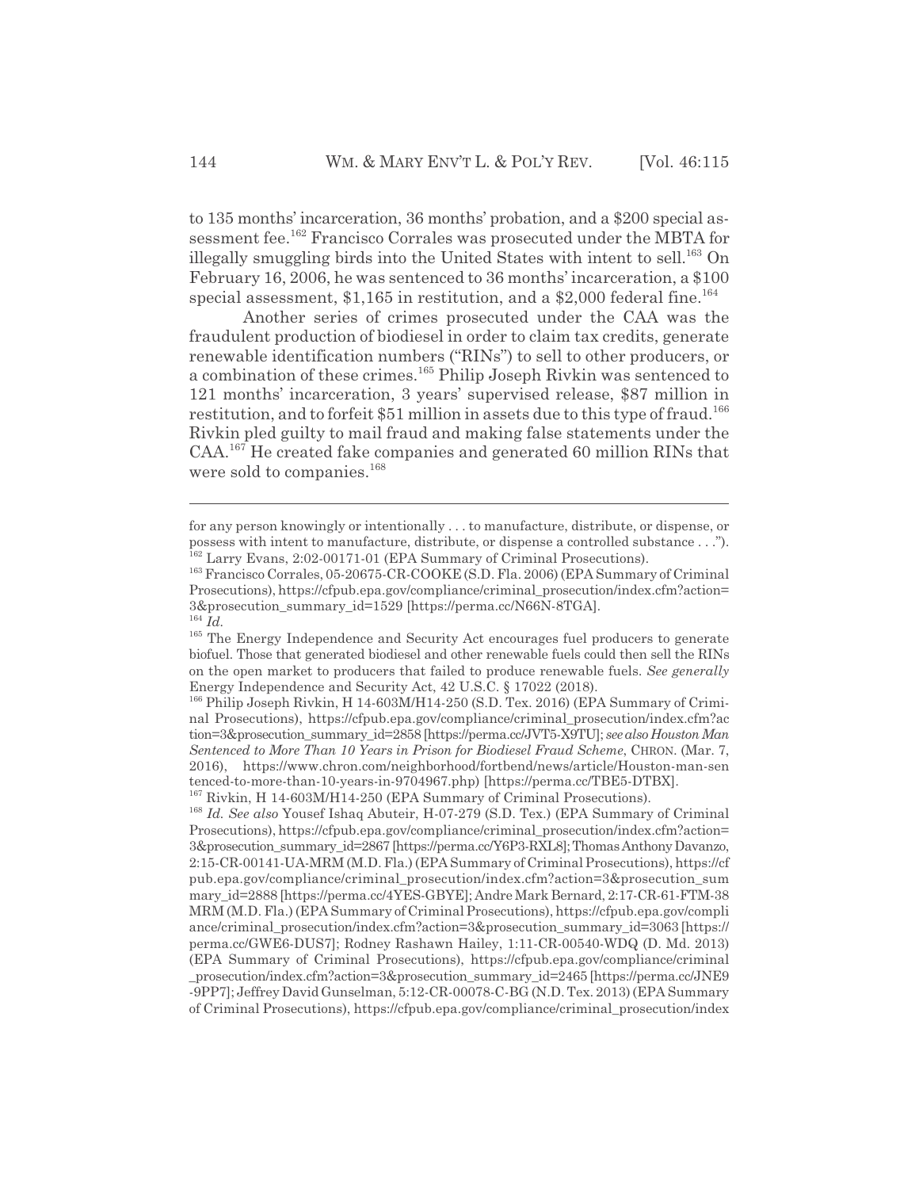to 135 months' incarceration, 36 months' probation, and a $200 special assessment fee.[162] Francisco Corrales was prosecuted under the MBTA for illegally smuggling birds into the United States with intent to sell.[163] On February 16, 2006, he was sentenced to 36 months' incarceration, a $100 special assessment, $1,165 in restitution, and a $2,000 federal fine.[164]

Another series of crimes prosecuted under the CAA was the fraudulent production of biodiesel in order to claim tax credits, generate renewable identification numbers ("RINs") to sell to other producers, or a combination of these crimes.[165] Philip Joseph Rivkin was sentenced to 121 months' incarceration, 3 years' supervised release, $87 million in restitution, and to forfeit $51 million in assets due to this type of fraud.[166] Rivkin pled guilty to mail fraud and making false statements under the CAA.[167] He created fake companies and generated 60 million RINs that were sold to companies.[168]

---

for any person knowingly or intentionally . . . to manufacture, distribute, or dispense, or possess with intent to manufacture, distribute, or dispense a controlled substance . . .").

[162] Larry Evans, 2:02-00171-01 (EPA Summary of Criminal Prosecutions).

[163] Francisco Corrales, 05-20675-CR-COOKE (S.D. Fla. 2006) (EPA Summary of Criminal Prosecutions), https://cfpub.epa.gov/compliance/criminal_prosecution/index.cfm?action=3&prosecution_summary_id=1529 [https://perma.cc/N66N-8TGA].

[164] *Id.*

[165] The Energy Independence and Security Act encourages fuel producers to generate biofuel. Those that generated biodiesel and other renewable fuels could then sell the RINs on the open market to producers that failed to produce renewable fuels. *See generally* Energy Independence and Security Act, 42 U.S.C. § 17022 (2018).

[166] Philip Joseph Rivkin, H 14-603M/H14-250 (S.D. Tex. 2016) (EPA Summary of Criminal Prosecutions), https://cfpub.epa.gov/compliance/criminal_prosecution/index.cfm?action=3&prosecution_summary_id=2858 [https://perma.cc/JVT5-X9TU]; *see also Houston Man Sentenced to More Than 10 Years in Prison for Biodiesel Fraud Scheme*, CHRON. (Mar. 7, 2016), https://www.chron.com/neighborhood/fortbend/news/article/Houston-man-sentenced-to-more-than-10-years-in-9704967.php) [https://perma.cc/TBE5-DTBX].

[167] Rivkin, H 14-603M/H14-250 (EPA Summary of Criminal Prosecutions).

[168] *Id. See also* Yousef Ishaq Abuteir, H-07-279 (S.D. Tex.) (EPA Summary of Criminal Prosecutions), https://cfpub.epa.gov/compliance/criminal_prosecution/index.cfm?action=3&prosecution_summary_id=2867 [https://perma.cc/Y6P3-RXL8]; Thomas Anthony Davanzo, 2:15-CR-00141-UA-MRM (M.D. Fla.) (EPA Summary of Criminal Prosecutions), https://cfpub.epa.gov/compliance/criminal_prosecution/index.cfm?action=3&prosecution_summary_id=2888 [https://perma.cc/4YES-GBYE]; Andre Mark Bernard, 2:17-CR-61-FTM-38 MRM (M.D. Fla.) (EPA Summary of Criminal Prosecutions), https://cfpub.epa.gov/compliance/criminal_prosecution/index.cfm?action=3&prosecution_summary_id=3063 [https://perma.cc/GWE6-DUS7]; Rodney Rashawn Hailey, 1:11-CR-00540-WDQ (D. Md. 2013) (EPA Summary of Criminal Prosecutions), https://cfpub.epa.gov/compliance/criminal_prosecution/index.cfm?action=3&prosecution_summary_id=2465 [https://perma.cc/JNE9-9PP7]; Jeffrey David Gunselman, 5:12-CR-00078-C-BG (N.D. Tex. 2013) (EPA Summary of Criminal Prosecutions), https://cfpub.epa.gov/compliance/criminal_prosecution/index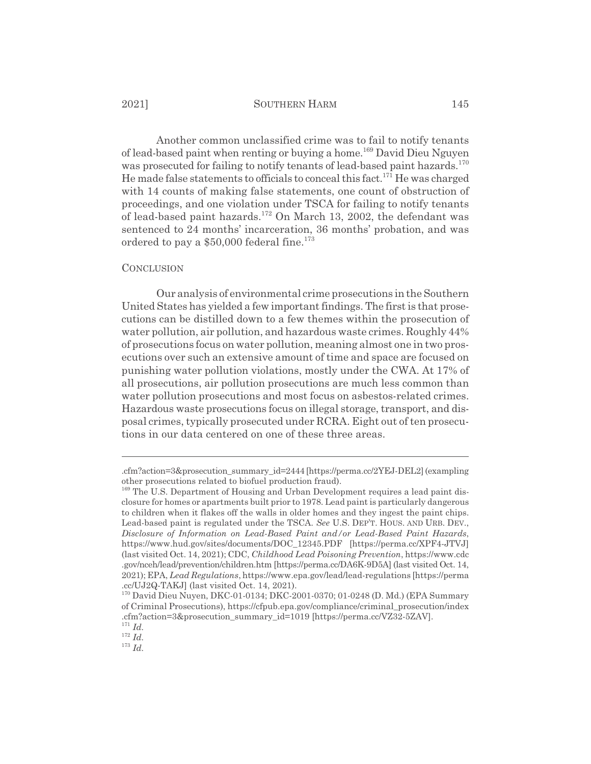Another common unclassified crime was to fail to notify tenants of lead-based paint when renting or buying a home.[169] David Dieu Nguyen was prosecuted for failing to notify tenants of lead-based paint hazards.[170] He made false statements to officials to conceal this fact.[171] He was charged with 14 counts of making false statements, one count of obstruction of proceedings, and one violation under TSCA for failing to notify tenants of lead-based paint hazards.[172] On March 13, 2002, the defendant was sentenced to 24 months' incarceration, 36 months' probation, and was ordered to pay a $50,000 federal fine.[173]

## CONCLUSION

Our analysis of environmental crime prosecutions in the Southern United States has yielded a few important findings. The first is that prosecutions can be distilled down to a few themes within the prosecution of water pollution, air pollution, and hazardous waste crimes. Roughly 44% of prosecutions focus on water pollution, meaning almost one in two prosecutions over such an extensive amount of time and space are focused on punishing water pollution violations, mostly under the CWA. At 17% of all prosecutions, air pollution prosecutions are much less common than water pollution prosecutions and most focus on asbestos-related crimes. Hazardous waste prosecutions focus on illegal storage, transport, and disposal crimes, typically prosecuted under RCRA. Eight out of ten prosecutions in our data centered on one of these three areas.

---

.cfm?action=3&prosecution_summary_id=2444 [https://perma.cc/2YEJ-DEL2] (exampling other prosecutions related to biofuel production fraud).

[169] The U.S. Department of Housing and Urban Development requires a lead paint disclosure for homes or apartments built prior to 1978. Lead paint is particularly dangerous to children when it flakes off the walls in older homes and they ingest the paint chips. Lead-based paint is regulated under the TSCA. *See* U.S. DEP'T. HOUS. AND URB. DEV., *Disclosure of Information on Lead-Based Paint and/or Lead-Based Paint Hazards*, https://www.hud.gov/sites/documents/DOC_12345.PDF [https://perma.cc/XPF4-JTVJ] (last visited Oct. 14, 2021); CDC, *Childhood Lead Poisoning Prevention*, https://www.cdc.gov/nceh/lead/prevention/children.htm [https://perma.cc/DA6K-9D5A] (last visited Oct. 14, 2021); EPA, *Lead Regulations*, https://www.epa.gov/lead/lead-regulations [https://perma.cc/UJ2Q-TAKJ] (last visited Oct. 14, 2021).

[170] David Dieu Nuyen, DKC-01-0134; DKC-2001-0370; 01-0248 (D. Md.) (EPA Summary of Criminal Prosecutions), https://cfpub.epa.gov/compliance/criminal_prosecution/index.cfm?action=3&prosecution_summary_id=1019 [https://perma.cc/VZ32-5ZAV].

[171] *Id.*

[172] *Id.*

[173] *Id.*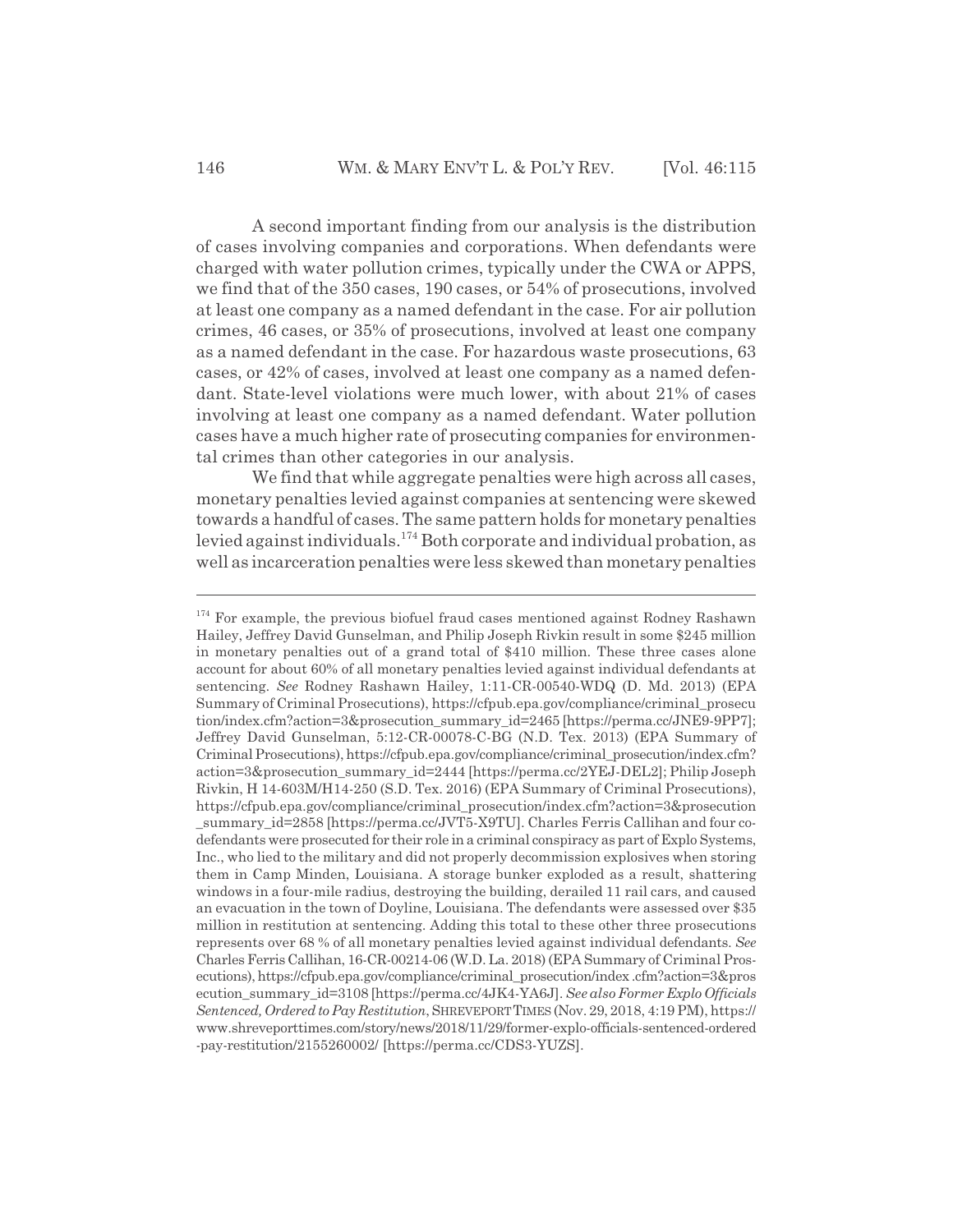A second important finding from our analysis is the distribution of cases involving companies and corporations. When defendants were charged with water pollution crimes, typically under the CWA or APPS, we find that of the 350 cases, 190 cases, or 54% of prosecutions, involved at least one company as a named defendant in the case. For air pollution crimes, 46 cases, or 35% of prosecutions, involved at least one company as a named defendant in the case. For hazardous waste prosecutions, 63 cases, or 42% of cases, involved at least one company as a named defendant. State-level violations were much lower, with about 21% of cases involving at least one company as a named defendant. Water pollution cases have a much higher rate of prosecuting companies for environmental crimes than other categories in our analysis.

We find that while aggregate penalties were high across all cases, monetary penalties levied against companies at sentencing were skewed towards a handful of cases. The same pattern holds for monetary penalties levied against individuals.[174] Both corporate and individual probation, as well as incarceration penalties were less skewed than monetary penalties

---

[174] For example, the previous biofuel fraud cases mentioned against Rodney Rashawn Hailey, Jeffrey David Gunselman, and Philip Joseph Rivkin result in some $245 million in monetary penalties out of a grand total of $410 million. These three cases alone account for about 60% of all monetary penalties levied against individual defendants at sentencing. *See* Rodney Rashawn Hailey, 1:11-CR-00540-WDQ (D. Md. 2013) (EPA Summary of Criminal Prosecutions), https://cfpub.epa.gov/compliance/criminal_prosecution/index.cfm?action=3&prosecution_summary_id=2465 [https://perma.cc/JNE9-9PP7]; Jeffrey David Gunselman, 5:12-CR-00078-C-BG (N.D. Tex. 2013) (EPA Summary of Criminal Prosecutions), https://cfpub.epa.gov/compliance/criminal_prosecution/index.cfm?action=3&prosecution_summary_id=2444 [https://perma.cc/2YEJ-DEL2]; Philip Joseph Rivkin, H 14-603M/H14-250 (S.D. Tex. 2016) (EPA Summary of Criminal Prosecutions), https://cfpub.epa.gov/compliance/criminal_prosecution/index.cfm?action=3&prosecution_summary_id=2858 [https://perma.cc/JVT5-X9TU]. Charles Ferris Callihan and four co-defendants were prosecuted for their role in a criminal conspiracy as part of Explo Systems, Inc., who lied to the military and did not properly decommission explosives when storing them in Camp Minden, Louisiana. A storage bunker exploded as a result, shattering windows in a four-mile radius, destroying the building, derailed 11 rail cars, and caused an evacuation in the town of Doyline, Louisiana. The defendants were assessed over $35 million in restitution at sentencing. Adding this total to these other three prosecutions represents over 68 % of all monetary penalties levied against individual defendants. *See* Charles Ferris Callihan, 16-CR-00214-06 (W.D. La. 2018) (EPA Summary of Criminal Prosecutions), https://cfpub.epa.gov/compliance/criminal_prosecution/index .cfm?action=3&prosecution_summary_id=3108 [https://perma.cc/4JK4-YA6J]. *See also Former Explo Officials Sentenced, Ordered to Pay Restitution*, SHREVEPORT TIMES (Nov. 29, 2018, 4:19 PM), https://www.shreveporttimes.com/story/news/2018/11/29/former-explo-officials-sentenced-ordered-pay-restitution/2155260002/ [https://perma.cc/CDS3-YUZS].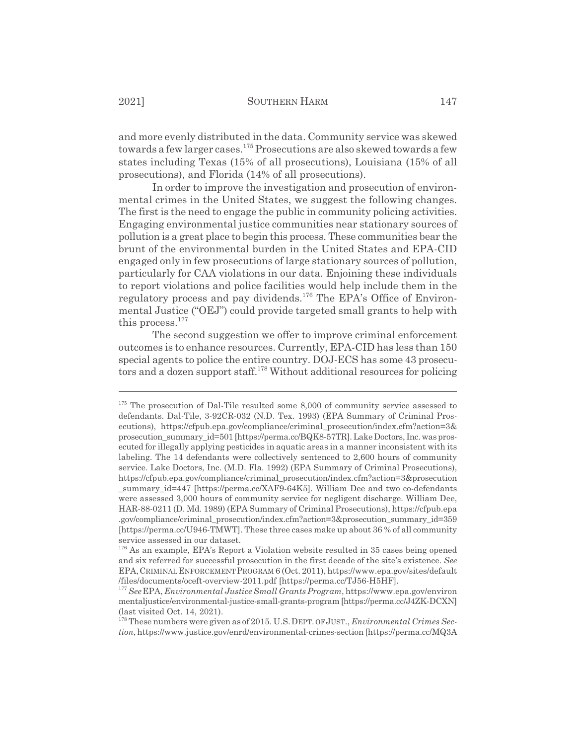and more evenly distributed in the data. Community service was skewed towards a few larger cases.[175] Prosecutions are also skewed towards a few states including Texas (15% of all prosecutions), Louisiana (15% of all prosecutions), and Florida (14% of all prosecutions).

In order to improve the investigation and prosecution of environmental crimes in the United States, we suggest the following changes. The first is the need to engage the public in community policing activities. Engaging environmental justice communities near stationary sources of pollution is a great place to begin this process. These communities bear the brunt of the environmental burden in the United States and EPA-CID engaged only in few prosecutions of large stationary sources of pollution, particularly for CAA violations in our data. Enjoining these individuals to report violations and police facilities would help include them in the regulatory process and pay dividends.[176] The EPA's Office of Environmental Justice ("OEJ") could provide targeted small grants to help with this process.[177]

The second suggestion we offer to improve criminal enforcement outcomes is to enhance resources. Currently, EPA-CID has less than 150 special agents to police the entire country. DOJ-ECS has some 43 prosecutors and a dozen support staff.[178] Without additional resources for policing

---

[175] The prosecution of Dal-Tile resulted some 8,000 of community service assessed to defendants. Dal-Tile, 3-92CR-032 (N.D. Tex. 1993) (EPA Summary of Criminal Prosecutions), https://cfpub.epa.gov/compliance/criminal_prosecution/index.cfm?action=3&prosecution_summary_id=501 [https://perma.cc/BQK8-57TR]. Lake Doctors, Inc. was prosecuted for illegally applying pesticides in aquatic areas in a manner inconsistent with its labeling. The 14 defendants were collectively sentenced to 2,600 hours of community service. Lake Doctors, Inc. (M.D. Fla. 1992) (EPA Summary of Criminal Prosecutions), https://cfpub.epa.gov/compliance/criminal_prosecution/index.cfm?action=3&prosecution_summary_id=447 [https://perma.cc/XAF9-64K5]. William Dee and two co-defendants were assessed 3,000 hours of community service for negligent discharge. William Dee, HAR-88-0211 (D. Md. 1989) (EPA Summary of Criminal Prosecutions), https://cfpub.epa.gov/compliance/criminal_prosecution/index.cfm?action=3&prosecution_summary_id=359 [https://perma.cc/U946-TMWT]. These three cases make up about 36 % of all community service assessed in our dataset.

[176] As an example, EPA's Report a Violation website resulted in 35 cases being opened and six referred for successful prosecution in the first decade of the site's existence. *See* EPA, CRIMINAL ENFORCEMENT PROGRAM 6 (Oct. 2011), https://www.epa.gov/sites/default/files/documents/oceft-overview-2011.pdf [https://perma.cc/TJ56-H5HF].

[177] *See* EPA, *Environmental Justice Small Grants Program*, https://www.epa.gov/environmentaljustice/environmental-justice-small-grants-program [https://perma.cc/J4ZK-DCXN] (last visited Oct. 14, 2021).

[178] These numbers were given as of 2015. U.S. DEPT. OF JUST., *Environmental Crimes Section*, https://www.justice.gov/enrd/environmental-crimes-section [https://perma.cc/MQ3A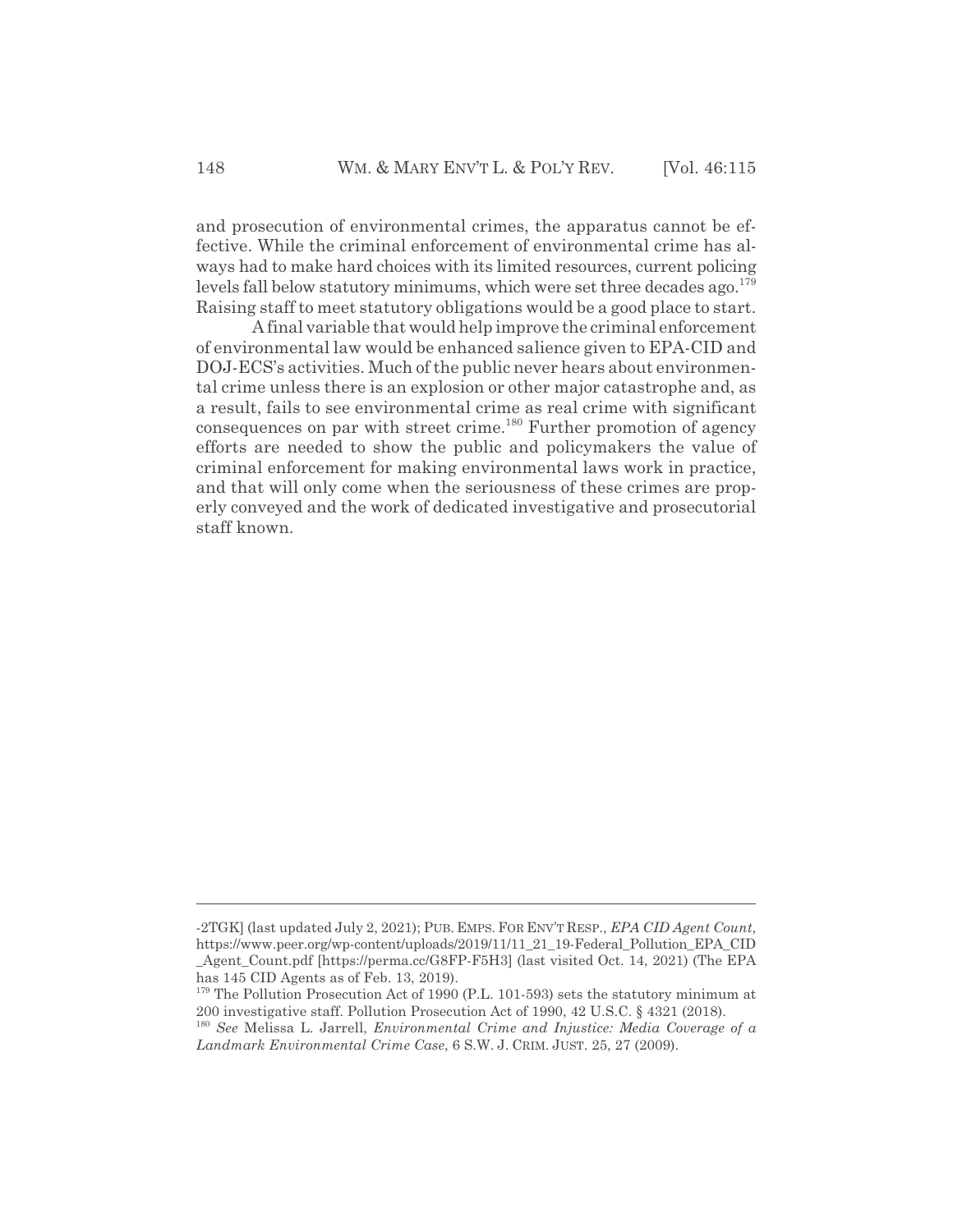and prosecution of environmental crimes, the apparatus cannot be effective. While the criminal enforcement of environmental crime has always had to make hard choices with its limited resources, current policing levels fall below statutory minimums, which were set three decades ago.[179] Raising staff to meet statutory obligations would be a good place to start.

A final variable that would help improve the criminal enforcement of environmental law would be enhanced salience given to EPA-CID and DOJ-ECS's activities. Much of the public never hears about environmental crime unless there is an explosion or other major catastrophe and, as a result, fails to see environmental crime as real crime with significant consequences on par with street crime.[180] Further promotion of agency efforts are needed to show the public and policymakers the value of criminal enforcement for making environmental laws work in practice, and that will only come when the seriousness of these crimes are properly conveyed and the work of dedicated investigative and prosecutorial staff known.

---

-2TGK] (last updated July 2, 2021); PUB. EMPS. FOR ENV'T RESP., *EPA CID Agent Count*, https://www.peer.org/wp-content/uploads/2019/11/11_21_19-Federal_Pollution_EPA_CID_Agent_Count.pdf [https://perma.cc/G8FP-F5H3] (last visited Oct. 14, 2021) (The EPA has 145 CID Agents as of Feb. 13, 2019).

[179] The Pollution Prosecution Act of 1990 (P.L. 101-593) sets the statutory minimum at 200 investigative staff. Pollution Prosecution Act of 1990, 42 U.S.C. § 4321 (2018).

[180] *See* Melissa L. Jarrell, *Environmental Crime and Injustice: Media Coverage of a Landmark Environmental Crime Case*, 6 S.W. J. CRIM. JUST. 25, 27 (2009).